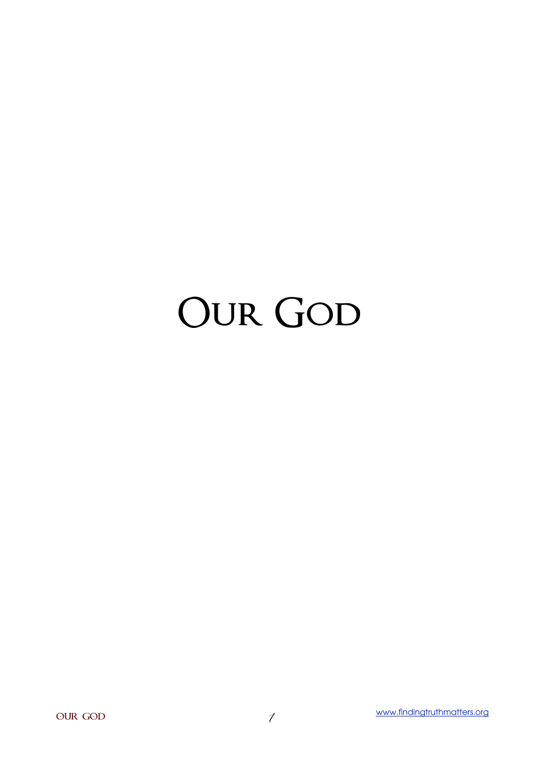# Our God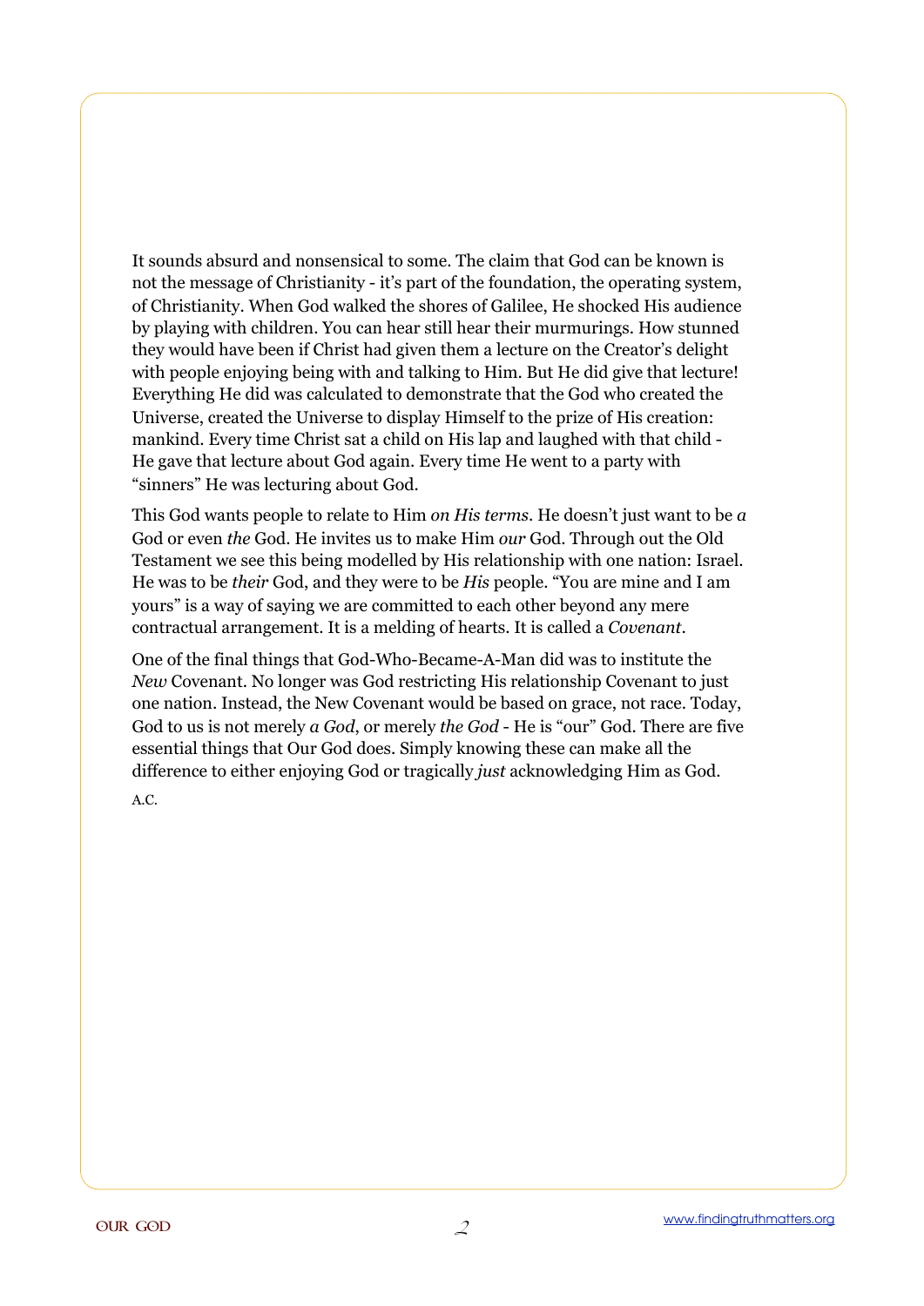It sounds absurd and nonsensical to some. The claim that God can be known is not the message of Christianity - it's part of the foundation, the operating system, of Christianity. When God walked the shores of Galilee, He shocked His audience by playing with children. You can hear still hear their murmurings. How stunned they would have been if Christ had given them a lecture on the Creator's delight with people enjoying being with and talking to Him. But He did give that lecture! Everything He did was calculated to demonstrate that the God who created the Universe, created the Universe to display Himself to the prize of His creation: mankind. Every time Christ sat a child on His lap and laughed with that child - He gave that lecture about God again. Every time He went to a party with "sinners" He was lecturing about God.

This God wants people to relate to Him *on His terms*. He doesn't just want to be *a* God or even *the* God. He invites us to make Him *our* God. Through out the Old Testament we see this being modelled by His relationship with one nation: Israel. He was to be *their* God, and they were to be *His* people. "You are mine and I am yours" is a way of saying we are committed to each other beyond any mere contractual arrangement. It is a melding of hearts. It is called a *Covenant*.

One of the final things that God-Who-Became-A-Man did was to institute the *New* Covenant. No longer was God restricting His relationship Covenant to just one nation. Instead, the New Covenant would be based on grace, not race. Today, God to us is not merely *a God*, or merely *the God* - He is "our" God. There are five essential things that Our God does. Simply knowing these can make all the difference to either enjoying God or tragically *just* acknowledging Him as God.

A.C.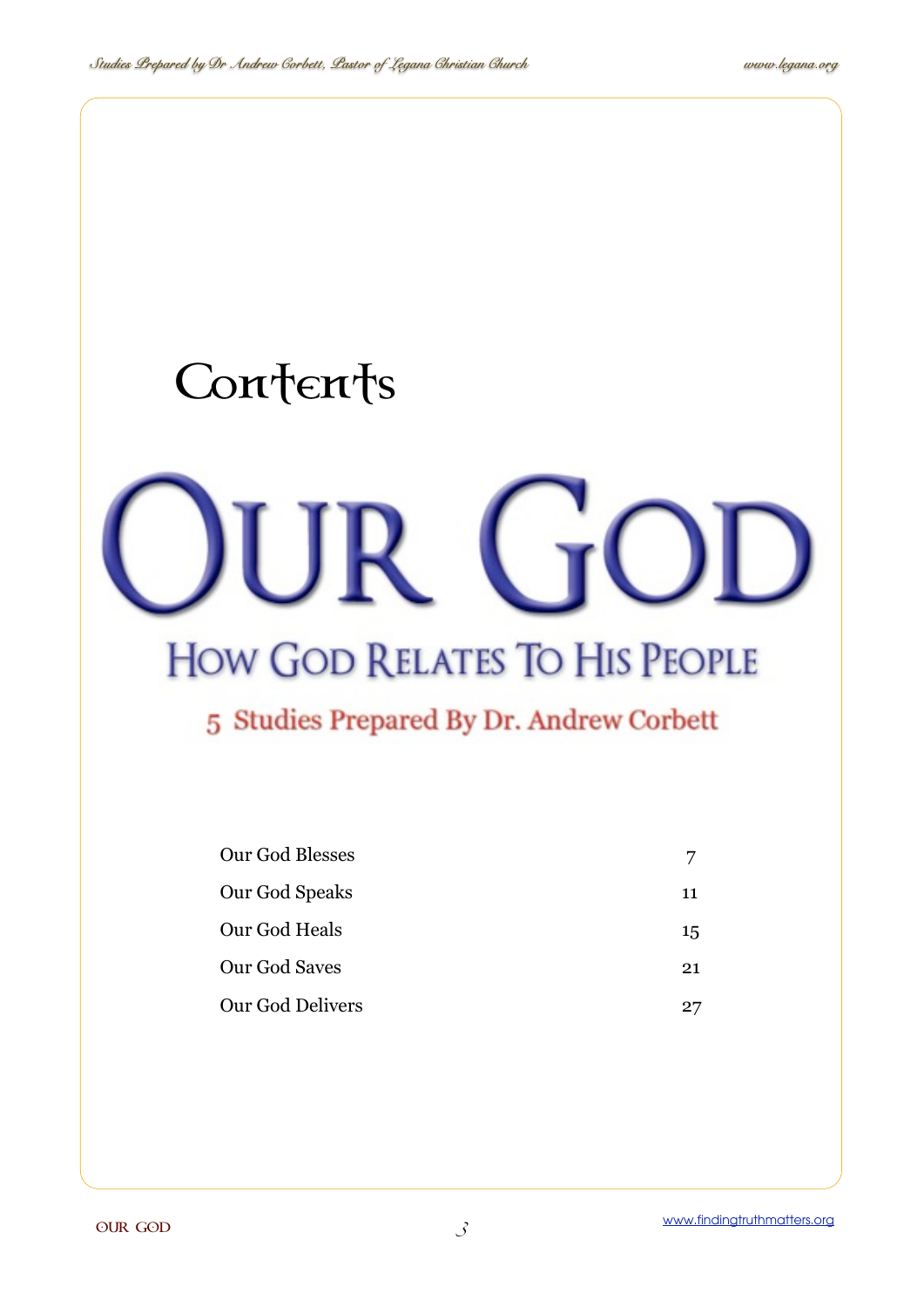# Contents

# OUR GOD

## HOW GOD RELATES TO HIS PEOPLE

5 Studies Prepared By Dr. Andrew Corbett

| | |
|---|---|
| Our God Blesses | 7 |
| Our God Speaks | 11 |
| Our God Heals | 15 |
| Our God Saves | 21 |
| Our God Delivers | 27 |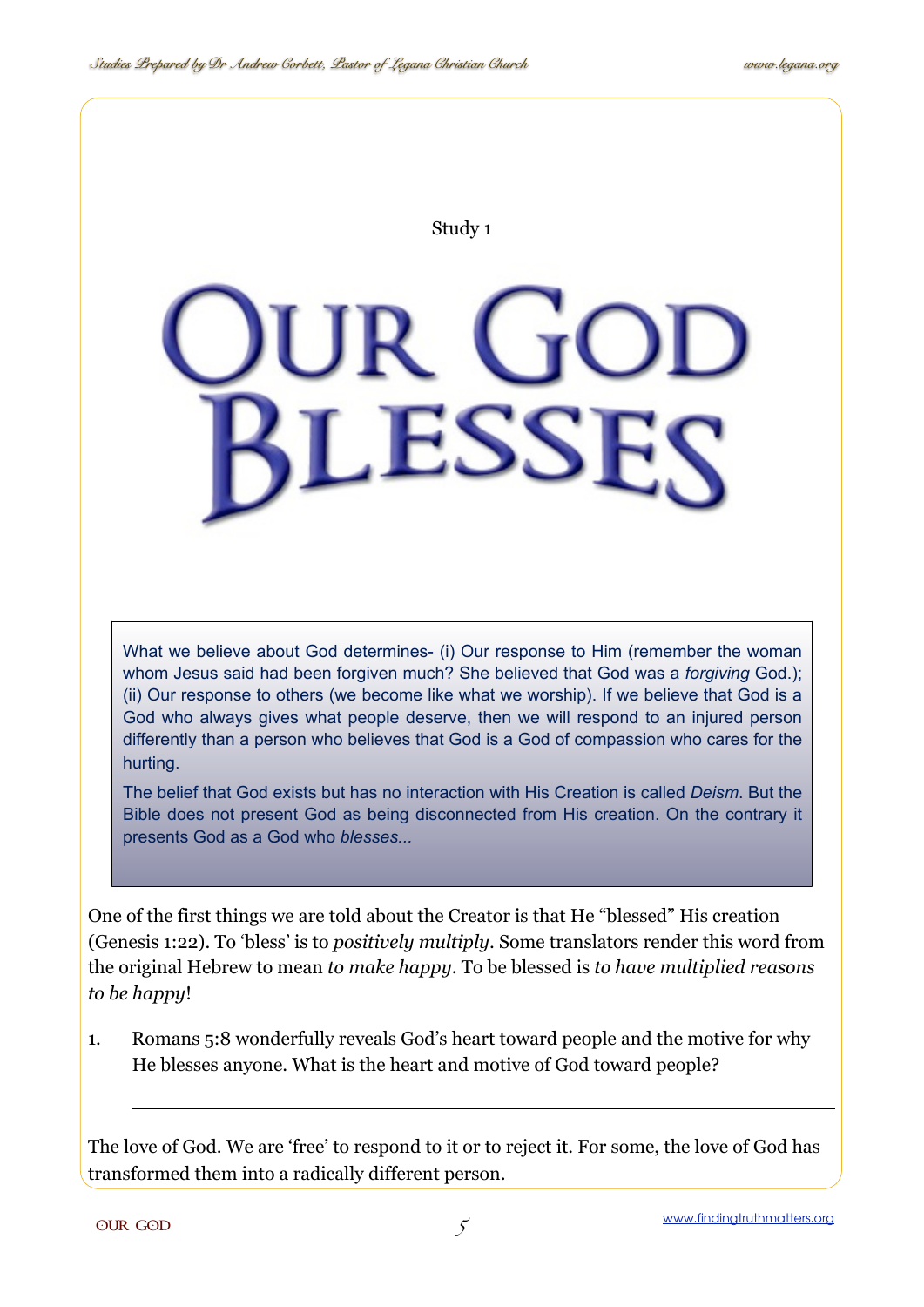Study 1

# Our God Blesses

What we believe about God determines- (i) Our response to Him (remember the woman whom Jesus said had been forgiven much? She believed that God was a *forgiving* God.); (ii) Our response to others (we become like what we worship). If we believe that God is a God who always gives what people deserve, then we will respond to an injured person differently than a person who believes that God is a God of compassion who cares for the hurting.

The belief that God exists but has no interaction with His Creation is called *Deism*. But the Bible does not present God as being disconnected from His creation. On the contrary it presents God as a God who *blesses...*

One of the first things we are told about the Creator is that He "blessed" His creation (Genesis 1:22). To 'bless' is to *positively multiply*. Some translators render this word from the original Hebrew to mean *to make happy*. To be blessed is *to have multiplied reasons to be happy*!

1. Romans 5:8 wonderfully reveals God's heart toward people and the motive for why He blesses anyone. What is the heart and motive of God toward people?

___

The love of God. We are 'free' to respond to it or to reject it. For some, the love of God has transformed them into a radically different person.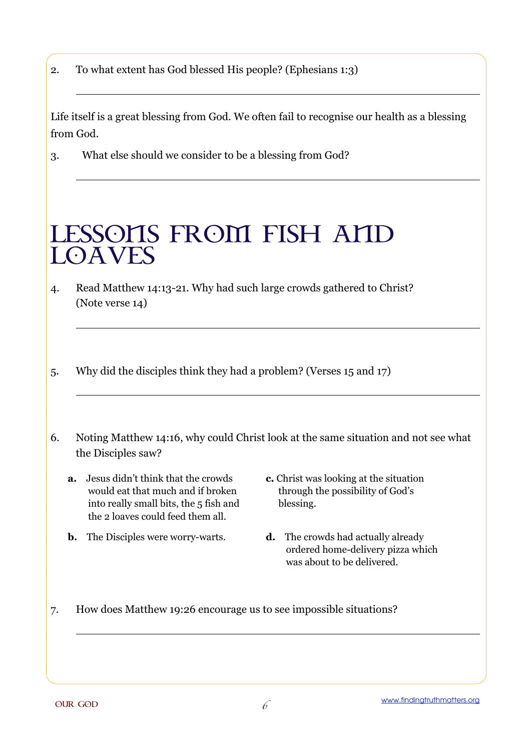2. To what extent has God blessed His people? (Ephesians 1:3)

Life itself is a great blessing from God. We often fail to recognise our health as a blessing from God.

3. What else should we consider to be a blessing from God?

# Lessons from Fish and Loaves

4. Read Matthew 14:13-21. Why had such large crowds gathered to Christ? (Note verse 14)

5. Why did the disciples think they had a problem? (Verses 15 and 17)

6. Noting Matthew 14:16, why could Christ look at the same situation and not see what the Disciples saw?

   **a.** Jesus didn't think that the crowds would eat that much and if broken into really small bits, the 5 fish and the 2 loaves could feed them all.

   **b.** The Disciples were worry-warts.

   **c.** Christ was looking at the situation through the possibility of God's blessing.

   **d.** The crowds had actually already ordered home-delivery pizza which was about to be delivered.

7. How does Matthew 19:26 encourage us to see impossible situations?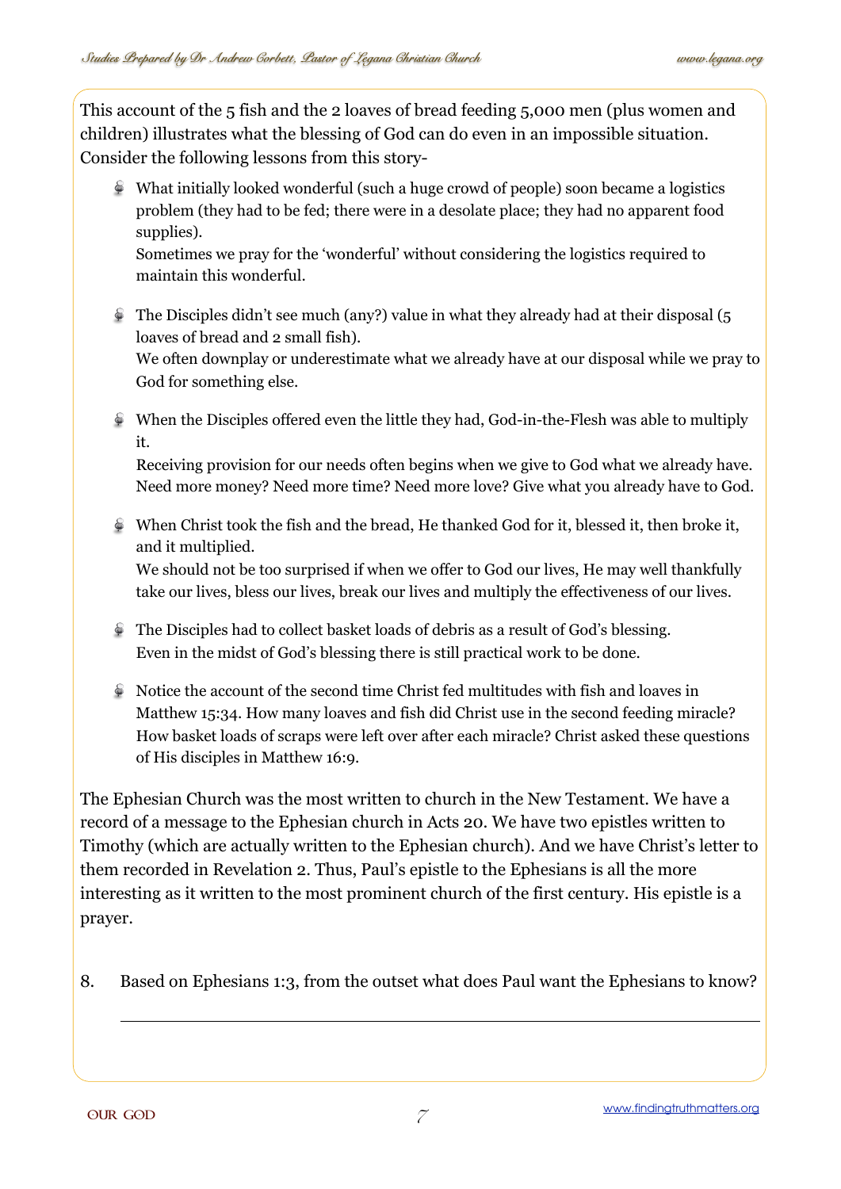This account of the 5 fish and the 2 loaves of bread feeding 5,000 men (plus women and children) illustrates what the blessing of God can do even in an impossible situation. Consider the following lessons from this story-

- What initially looked wonderful (such a huge crowd of people) soon became a logistics problem (they had to be fed; there were in a desolate place; they had no apparent food supplies).
  Sometimes we pray for the 'wonderful' without considering the logistics required to maintain this wonderful.

- The Disciples didn't see much (any?) value in what they already had at their disposal (5 loaves of bread and 2 small fish).
  We often downplay or underestimate what we already have at our disposal while we pray to God for something else.

- When the Disciples offered even the little they had, God-in-the-Flesh was able to multiply it.
  Receiving provision for our needs often begins when we give to God what we already have. Need more money? Need more time? Need more love? Give what you already have to God.

- When Christ took the fish and the bread, He thanked God for it, blessed it, then broke it, and it multiplied.
  We should not be too surprised if when we offer to God our lives, He may well thankfully take our lives, bless our lives, break our lives and multiply the effectiveness of our lives.

- The Disciples had to collect basket loads of debris as a result of God's blessing.
  Even in the midst of God's blessing there is still practical work to be done.

- Notice the account of the second time Christ fed multitudes with fish and loaves in Matthew 15:34. How many loaves and fish did Christ use in the second feeding miracle? How basket loads of scraps were left over after each miracle? Christ asked these questions of His disciples in Matthew 16:9.

The Ephesian Church was the most written to church in the New Testament. We have a record of a message to the Ephesian church in Acts 20. We have two epistles written to Timothy (which are actually written to the Ephesian church). And we have Christ's letter to them recorded in Revelation 2. Thus, Paul's epistle to the Ephesians is all the more interesting as it written to the most prominent church of the first century. His epistle is a prayer.

8. Based on Ephesians 1:3, from the outset what does Paul want the Ephesians to know?

_______________________________________________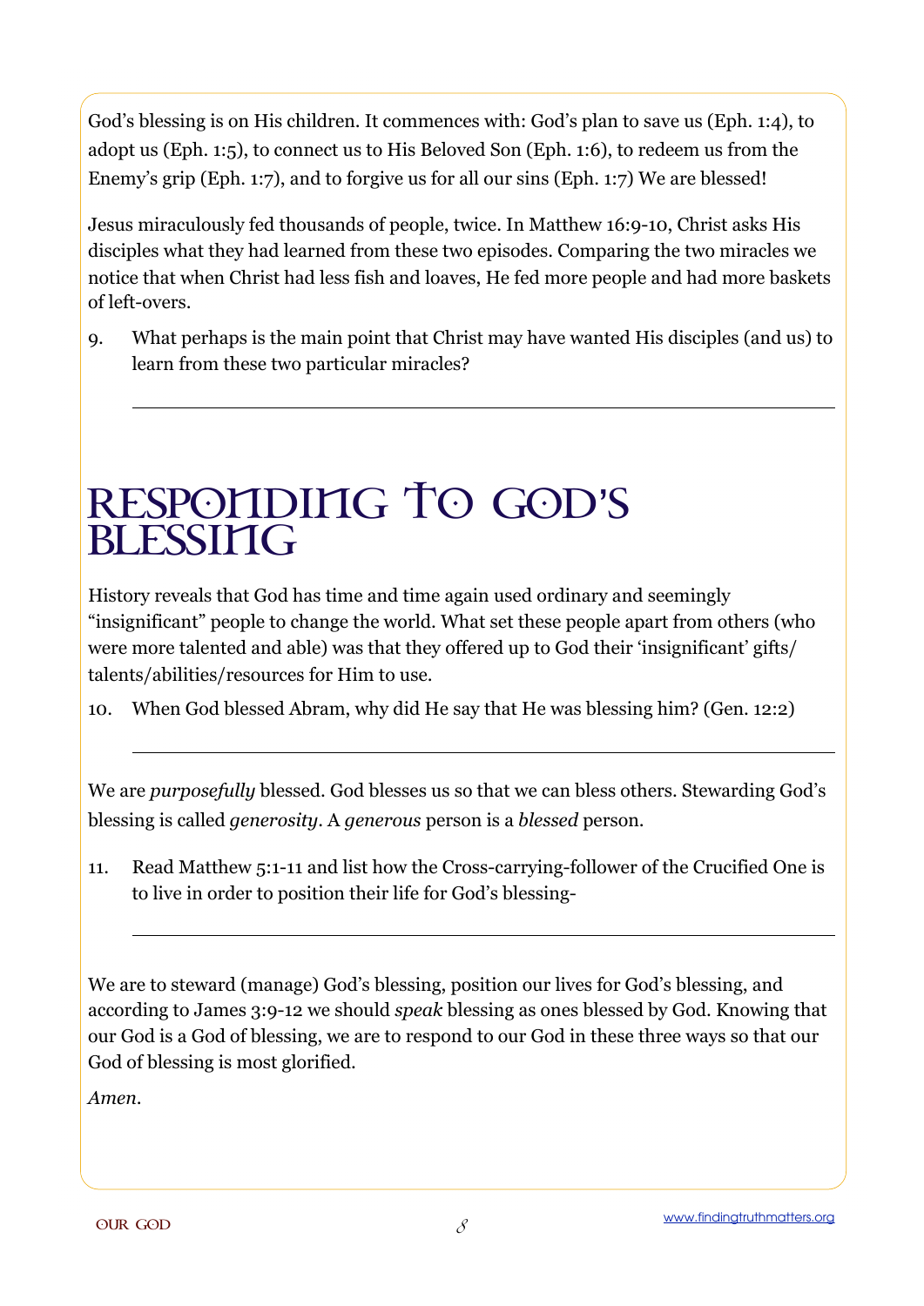God's blessing is on His children. It commences with: God's plan to save us (Eph. 1:4), to adopt us (Eph. 1:5), to connect us to His Beloved Son (Eph. 1:6), to redeem us from the Enemy's grip (Eph. 1:7), and to forgive us for all our sins (Eph. 1:7) We are blessed!

Jesus miraculously fed thousands of people, twice. In Matthew 16:9-10, Christ asks His disciples what they had learned from these two episodes. Comparing the two miracles we notice that when Christ had less fish and loaves, He fed more people and had more baskets of left-overs.

9. What perhaps is the main point that Christ may have wanted His disciples (and us) to learn from these two particular miracles?

---

# Responding to God's Blessing

History reveals that God has time and time again used ordinary and seemingly "insignificant" people to change the world. What set these people apart from others (who were more talented and able) was that they offered up to God their 'insignificant' gifts/talents/abilities/resources for Him to use.

10. When God blessed Abram, why did He say that He was blessing him? (Gen. 12:2)

---

We are *purposefully* blessed. God blesses us so that we can bless others. Stewarding God's blessing is called *generosity*. A *generous* person is a *blessed* person.

11. Read Matthew 5:1-11 and list how the Cross-carrying-follower of the Crucified One is to live in order to position their life for God's blessing-

---

We are to steward (manage) God's blessing, position our lives for God's blessing, and according to James 3:9-12 we should *speak* blessing as ones blessed by God. Knowing that our God is a God of blessing, we are to respond to our God in these three ways so that our God of blessing is most glorified.

*Amen.*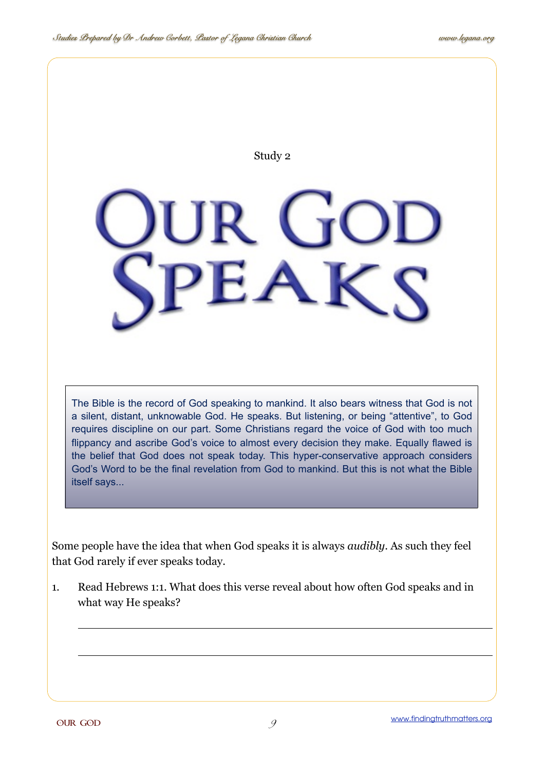Study 2

# Our God Speaks

The Bible is the record of God speaking to mankind. It also bears witness that God is not a silent, distant, unknowable God. He speaks. But listening, or being “attentive”, to God requires discipline on our part. Some Christians regard the voice of God with too much flippancy and ascribe God’s voice to almost every decision they make. Equally flawed is the belief that God does not speak today. This hyper-conservative approach considers God’s Word to be the final revelation from God to mankind. But this is not what the Bible itself says...

Some people have the idea that when God speaks it is always *audibly*. As such they feel that God rarely if ever speaks today.

1. Read Hebrews 1:1. What does this verse reveal about how often God speaks and in what way He speaks?

______________________________________________

______________________________________________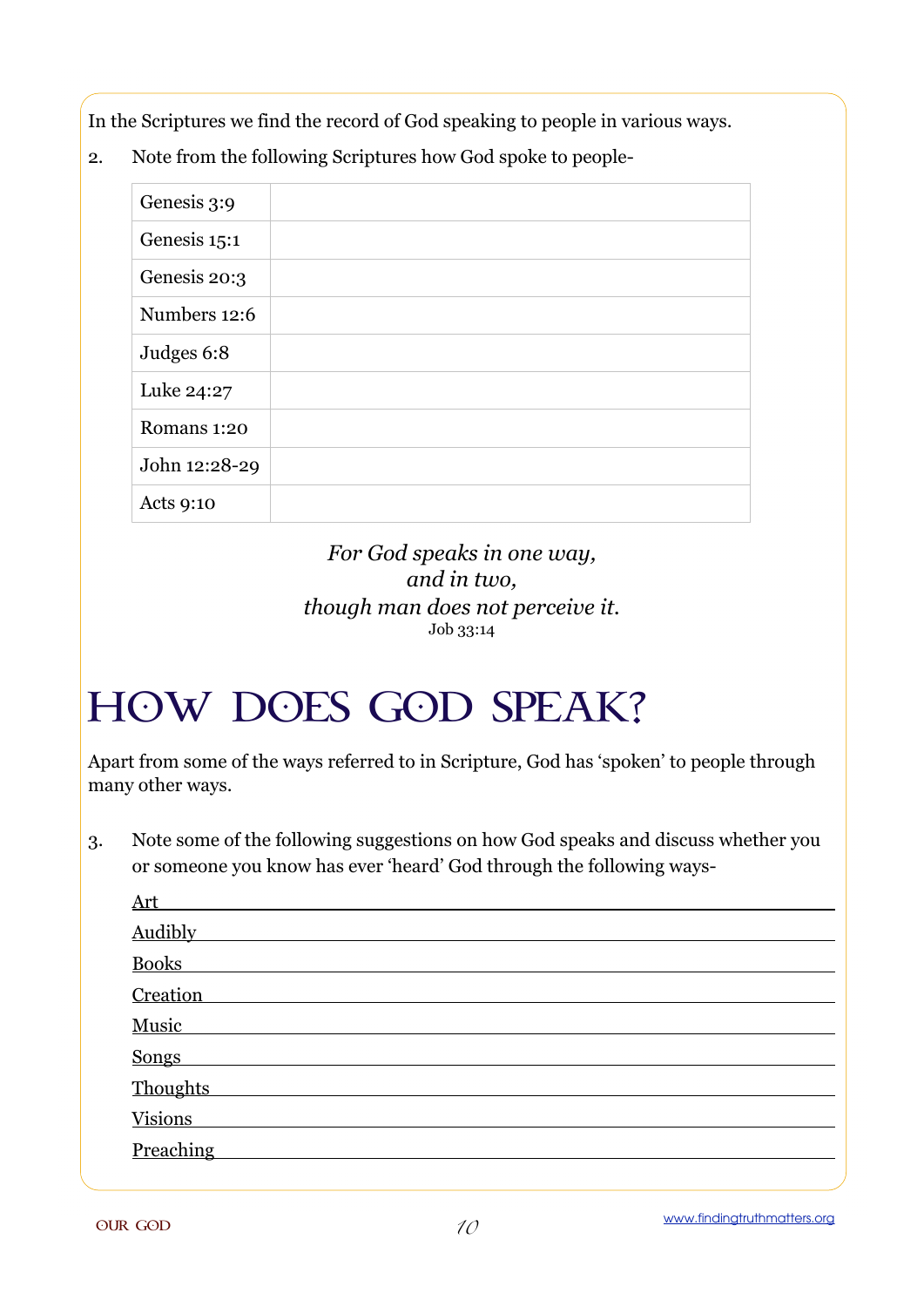In the Scriptures we find the record of God speaking to people in various ways.

2. Note from the following Scriptures how God spoke to people-

| | |
|---|---|
| Genesis 3:9 | |
| Genesis 15:1 | |
| Genesis 20:3 | |
| Numbers 12:6 | |
| Judges 6:8 | |
| Luke 24:27 | |
| Romans 1:20 | |
| John 12:28-29 | |
| Acts 9:10 | |

*For God speaks in one way,*
*and in two,*
*though man does not perceive it.*
Job 33:14

# HOW DOES GOD SPEAK?

Apart from some of the ways referred to in Scripture, God has 'spoken' to people through many other ways.

3. Note some of the following suggestions on how God speaks and discuss whether you or someone you know has ever 'heard' God through the following ways-

Art ______________________________

Audibly ______________________________

Books ______________________________

Creation ______________________________

Music ______________________________

Songs ______________________________

Thoughts ______________________________

Visions ______________________________

Preaching ______________________________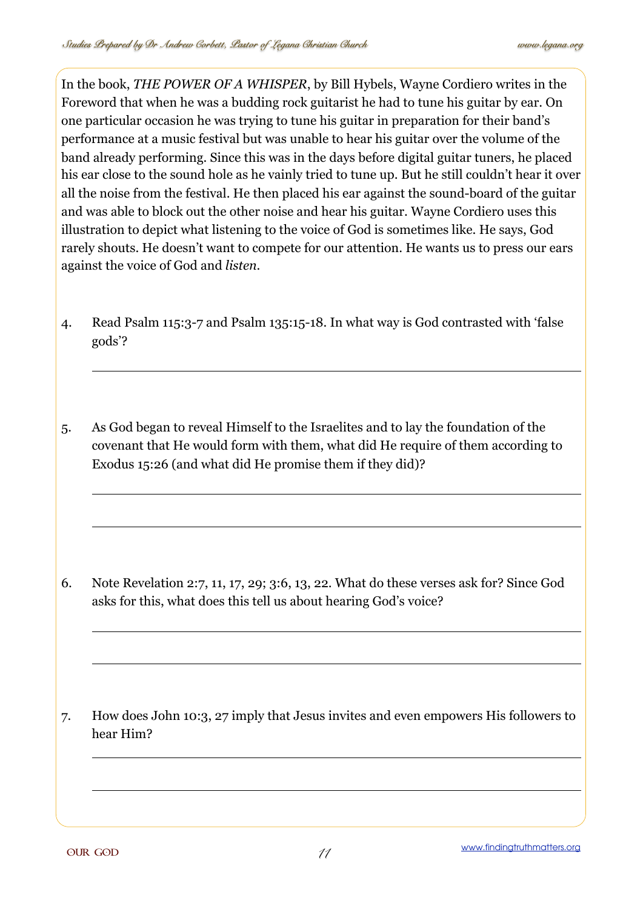In the book, *THE POWER OF A WHISPER*, by Bill Hybels, Wayne Cordiero writes in the Foreword that when he was a budding rock guitarist he had to tune his guitar by ear. On one particular occasion he was trying to tune his guitar in preparation for their band's performance at a music festival but was unable to hear his guitar over the volume of the band already performing. Since this was in the days before digital guitar tuners, he placed his ear close to the sound hole as he vainly tried to tune up. But he still couldn't hear it over all the noise from the festival. He then placed his ear against the sound-board of the guitar and was able to block out the other noise and hear his guitar. Wayne Cordiero uses this illustration to depict what listening to the voice of God is sometimes like. He says, God rarely shouts. He doesn't want to compete for our attention. He wants us to press our ears against the voice of God and *listen*.

4. Read Psalm 115:3-7 and Psalm 135:15-18. In what way is God contrasted with 'false gods'?

___

5. As God began to reveal Himself to the Israelites and to lay the foundation of the covenant that He would form with them, what did He require of them according to Exodus 15:26 (and what did He promise them if they did)?

___

___

6. Note Revelation 2:7, 11, 17, 29; 3:6, 13, 22. What do these verses ask for? Since God asks for this, what does this tell us about hearing God's voice?

___

___

7. How does John 10:3, 27 imply that Jesus invites and even empowers His followers to hear Him?

___

___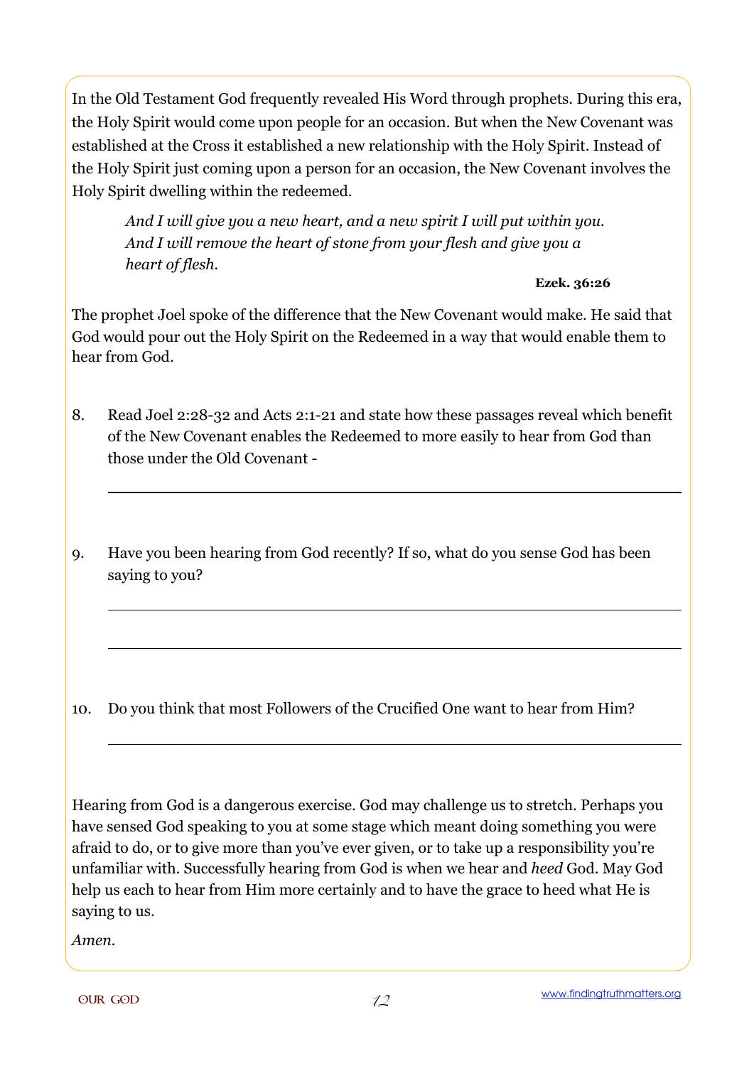In the Old Testament God frequently revealed His Word through prophets. During this era, the Holy Spirit would come upon people for an occasion. But when the New Covenant was established at the Cross it established a new relationship with the Holy Spirit. Instead of the Holy Spirit just coming upon a person for an occasion, the New Covenant involves the Holy Spirit dwelling within the redeemed.

> *And I will give you a new heart, and a new spirit I will put within you. And I will remove the heart of stone from your flesh and give you a heart of flesh.*
>
> **Ezek. 36:26**

The prophet Joel spoke of the difference that the New Covenant would make. He said that God would pour out the Holy Spirit on the Redeemed in a way that would enable them to hear from God.

8. Read Joel 2:28-32 and Acts 2:1-21 and state how these passages reveal which benefit of the New Covenant enables the Redeemed to more easily to hear from God than those under the Old Covenant -

   ______________________________________________

9. Have you been hearing from God recently? If so, what do you sense God has been saying to you?

   ______________________________________________

   ______________________________________________

10. Do you think that most Followers of the Crucified One want to hear from Him?

    ______________________________________________

Hearing from God is a dangerous exercise. God may challenge us to stretch. Perhaps you have sensed God speaking to you at some stage which meant doing something you were afraid to do, or to give more than you've ever given, or to take up a responsibility you're unfamiliar with. Successfully hearing from God is when we hear and *heed* God. May God help us each to hear from Him more certainly and to have the grace to heed what He is saying to us.

*Amen.*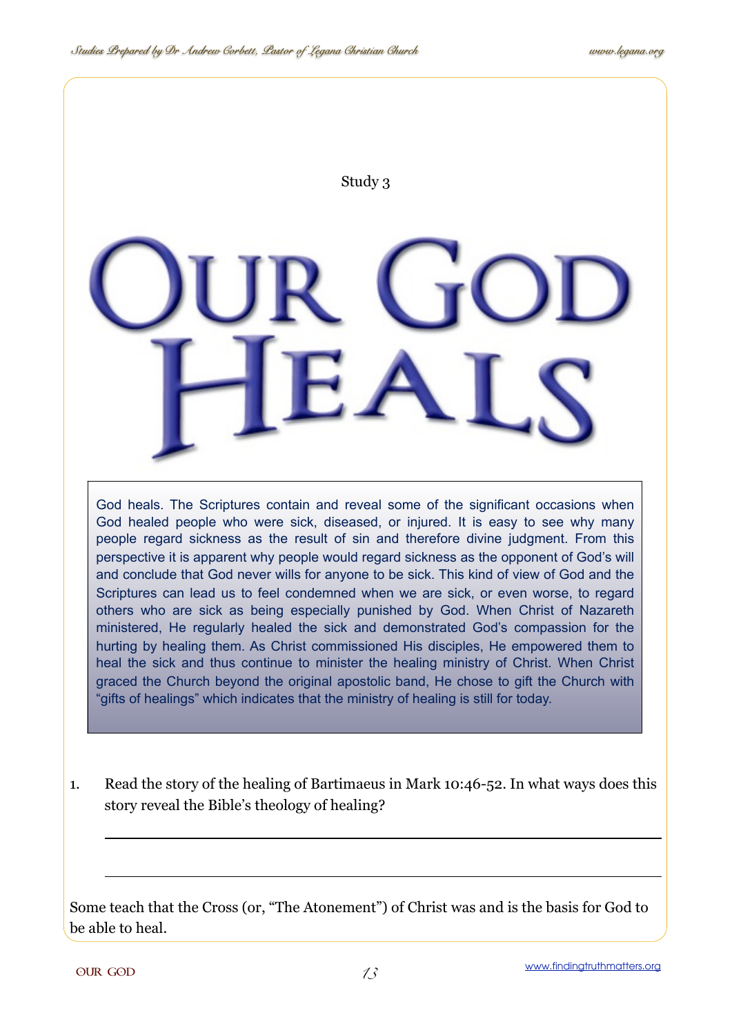Study 3

# OUR GOD HEALS

God heals. The Scriptures contain and reveal some of the significant occasions when God healed people who were sick, diseased, or injured. It is easy to see why many people regard sickness as the result of sin and therefore divine judgment. From this perspective it is apparent why people would regard sickness as the opponent of God's will and conclude that God never wills for anyone to be sick. This kind of view of God and the Scriptures can lead us to feel condemned when we are sick, or even worse, to regard others who are sick as being especially punished by God. When Christ of Nazareth ministered, He regularly healed the sick and demonstrated God's compassion for the hurting by healing them. As Christ commissioned His disciples, He empowered them to heal the sick and thus continue to minister the healing ministry of Christ. When Christ graced the Church beyond the original apostolic band, He chose to gift the Church with "gifts of healings" which indicates that the ministry of healing is still for today.

1. Read the story of the healing of Bartimaeus in Mark 10:46-52. In what ways does this story reveal the Bible's theology of healing?

Some teach that the Cross (or, "The Atonement") of Christ was and is the basis for God to be able to heal.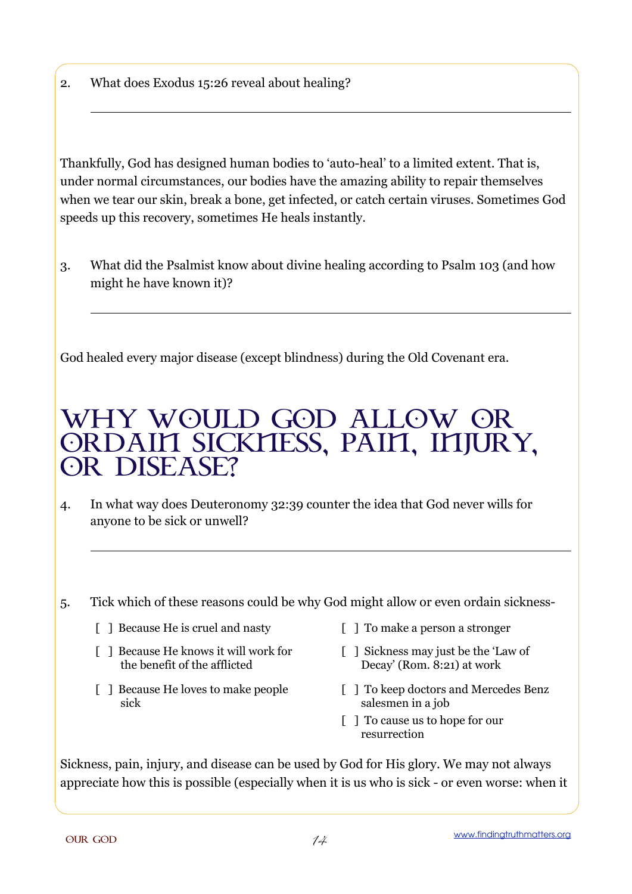2. What does Exodus 15:26 reveal about healing?

______________________________________________________________

Thankfully, God has designed human bodies to 'auto-heal' to a limited extent. That is, under normal circumstances, our bodies have the amazing ability to repair themselves when we tear our skin, break a bone, get infected, or catch certain viruses. Sometimes God speeds up this recovery, sometimes He heals instantly.

3. What did the Psalmist know about divine healing according to Psalm 103 (and how might he have known it)?

______________________________________________________________

God healed every major disease (except blindness) during the Old Covenant era.

# Why would God allow or ordain sickness, pain, injury, or disease?

4. In what way does Deuteronomy 32:39 counter the idea that God never wills for anyone to be sick or unwell?

______________________________________________________________

5. Tick which of these reasons could be why God might allow or even ordain sickness-

[ ] Because He is cruel and nasty

[ ] Because He knows it will work for the benefit of the afflicted

[ ] Because He loves to make people sick

[ ] To make a person a stronger

[ ] Sickness may just be the 'Law of Decay' (Rom. 8:21) at work

[ ] To keep doctors and Mercedes Benz salesmen in a job

[ ] To cause us to hope for our resurrection

Sickness, pain, injury, and disease can be used by God for His glory. We may not always appreciate how this is possible (especially when it is us who is sick - or even worse: when it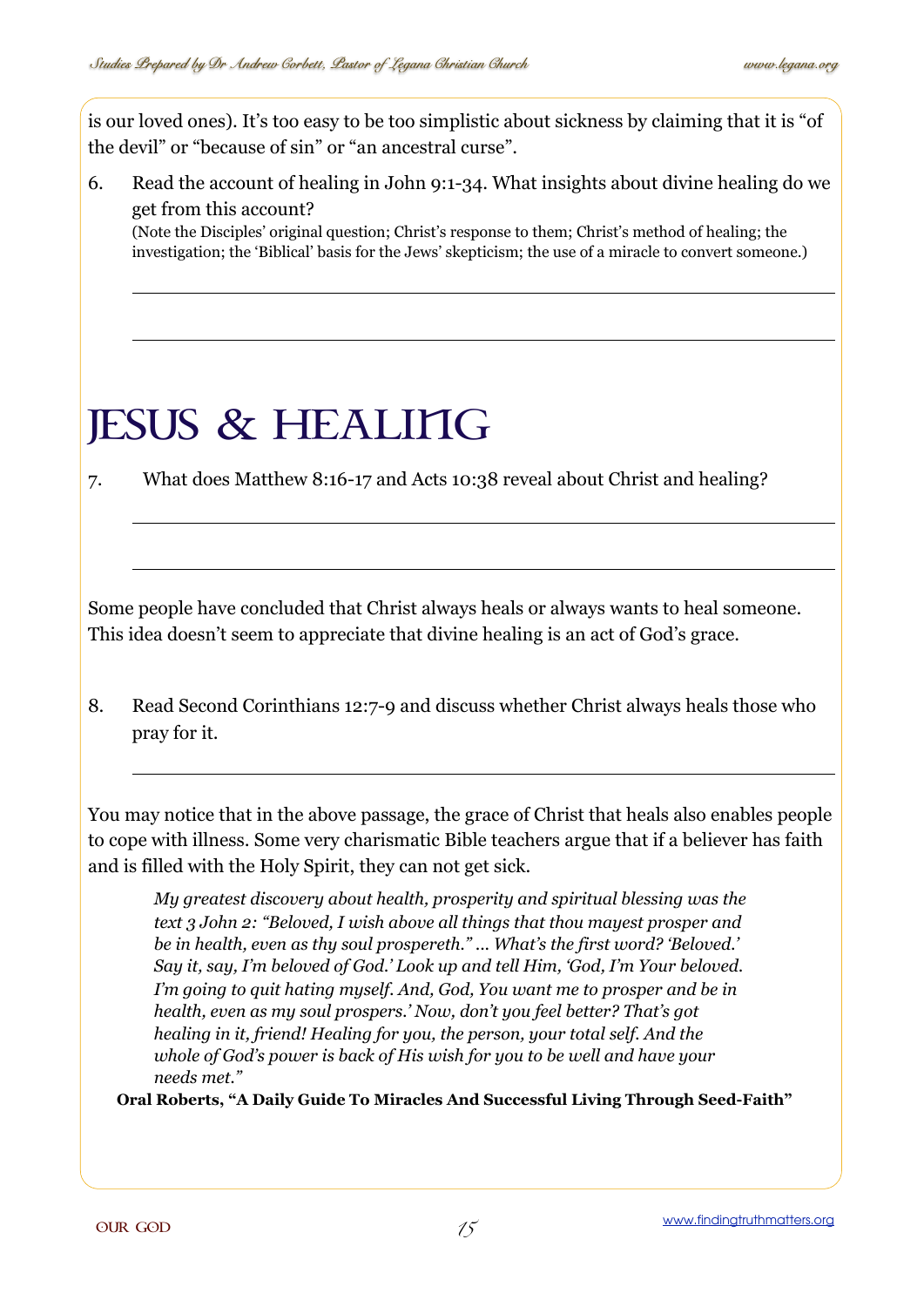is our loved ones). It's too easy to be too simplistic about sickness by claiming that it is "of the devil" or "because of sin" or "an ancestral curse".

6. Read the account of healing in John 9:1-34. What insights about divine healing do we get from this account?
(Note the Disciples' original question; Christ's response to them; Christ's method of healing; the investigation; the 'Biblical' basis for the Jews' skepticism; the use of a miracle to convert someone.)

# JESUS & HEALING

7. What does Matthew 8:16-17 and Acts 10:38 reveal about Christ and healing?

Some people have concluded that Christ always heals or always wants to heal someone. This idea doesn't seem to appreciate that divine healing is an act of God's grace.

8. Read Second Corinthians 12:7-9 and discuss whether Christ always heals those who pray for it.

You may notice that in the above passage, the grace of Christ that heals also enables people to cope with illness. Some very charismatic Bible teachers argue that if a believer has faith and is filled with the Holy Spirit, they can not get sick.

> *My greatest discovery about health, prosperity and spiritual blessing was the text 3 John 2: "Beloved, I wish above all things that thou mayest prosper and be in health, even as thy soul prospereth." … What's the first word? 'Beloved.' Say it, say, I'm beloved of God.' Look up and tell Him, 'God, I'm Your beloved. I'm going to quit hating myself. And, God, You want me to prosper and be in health, even as my soul prospers.' Now, don't you feel better? That's got healing in it, friend! Healing for you, the person, your total self. And the whole of God's power is back of His wish for you to be well and have your needs met."*

**Oral Roberts, "A Daily Guide To Miracles And Successful Living Through Seed-Faith"**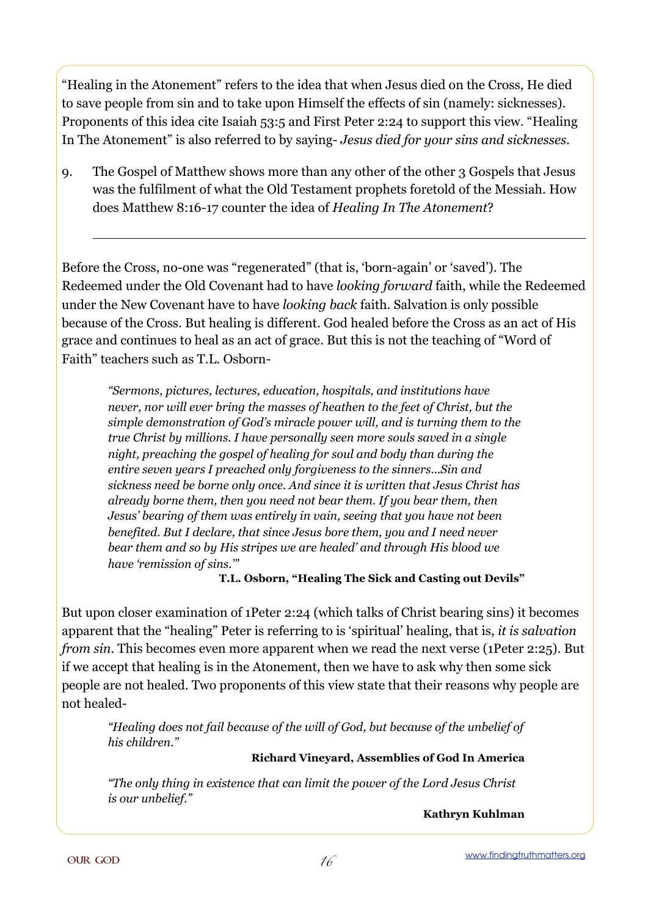"Healing in the Atonement" refers to the idea that when Jesus died on the Cross, He died to save people from sin and to take upon Himself the effects of sin (namely: sicknesses). Proponents of this idea cite Isaiah 53:5 and First Peter 2:24 to support this view. "Healing In The Atonement" is also referred to by saying- *Jesus died for your sins and sicknesses.*

9. The Gospel of Matthew shows more than any other of the other 3 Gospels that Jesus was the fulfilment of what the Old Testament prophets foretold of the Messiah. How does Matthew 8:16-17 counter the idea of *Healing In The Atonement*?

---

Before the Cross, no-one was "regenerated" (that is, 'born-again' or 'saved'). The Redeemed under the Old Covenant had to have *looking forward* faith, while the Redeemed under the New Covenant have to have *looking back* faith. Salvation is only possible because of the Cross. But healing is different. God healed before the Cross as an act of His grace and continues to heal as an act of grace. But this is not the teaching of "Word of Faith" teachers such as T.L. Osborn-

> *"Sermons, pictures, lectures, education, hospitals, and institutions have never, nor will ever bring the masses of heathen to the feet of Christ, but the simple demonstration of God's miracle power will, and is turning them to the true Christ by millions. I have personally seen more souls saved in a single night, preaching the gospel of healing for soul and body than during the entire seven years I preached only forgiveness to the sinners...Sin and sickness need be borne only once. And since it is written that Jesus Christ has already borne them, then you need not bear them. If you bear them, then Jesus' bearing of them was entirely in vain, seeing that you have not been benefited. But I declare, that since Jesus bore them, you and I need never bear them and so by His stripes we are healed' and through His blood we have 'remission of sins.'"*
>
> **T.L. Osborn, "Healing The Sick and Casting out Devils"**

But upon closer examination of 1Peter 2:24 (which talks of Christ bearing sins) it becomes apparent that the "healing" Peter is referring to is 'spiritual' healing, that is, *it is salvation from sin*. This becomes even more apparent when we read the next verse (1Peter 2:25). But if we accept that healing is in the Atonement, then we have to ask why then some sick people are not healed. Two proponents of this view state that their reasons why people are not healed-

> *"Healing does not fail because of the will of God, but because of the unbelief of his children."*
>
> **Richard Vineyard, Assemblies of God In America**

> *"The only thing in existence that can limit the power of the Lord Jesus Christ is our unbelief."*
>
> **Kathryn Kuhlman**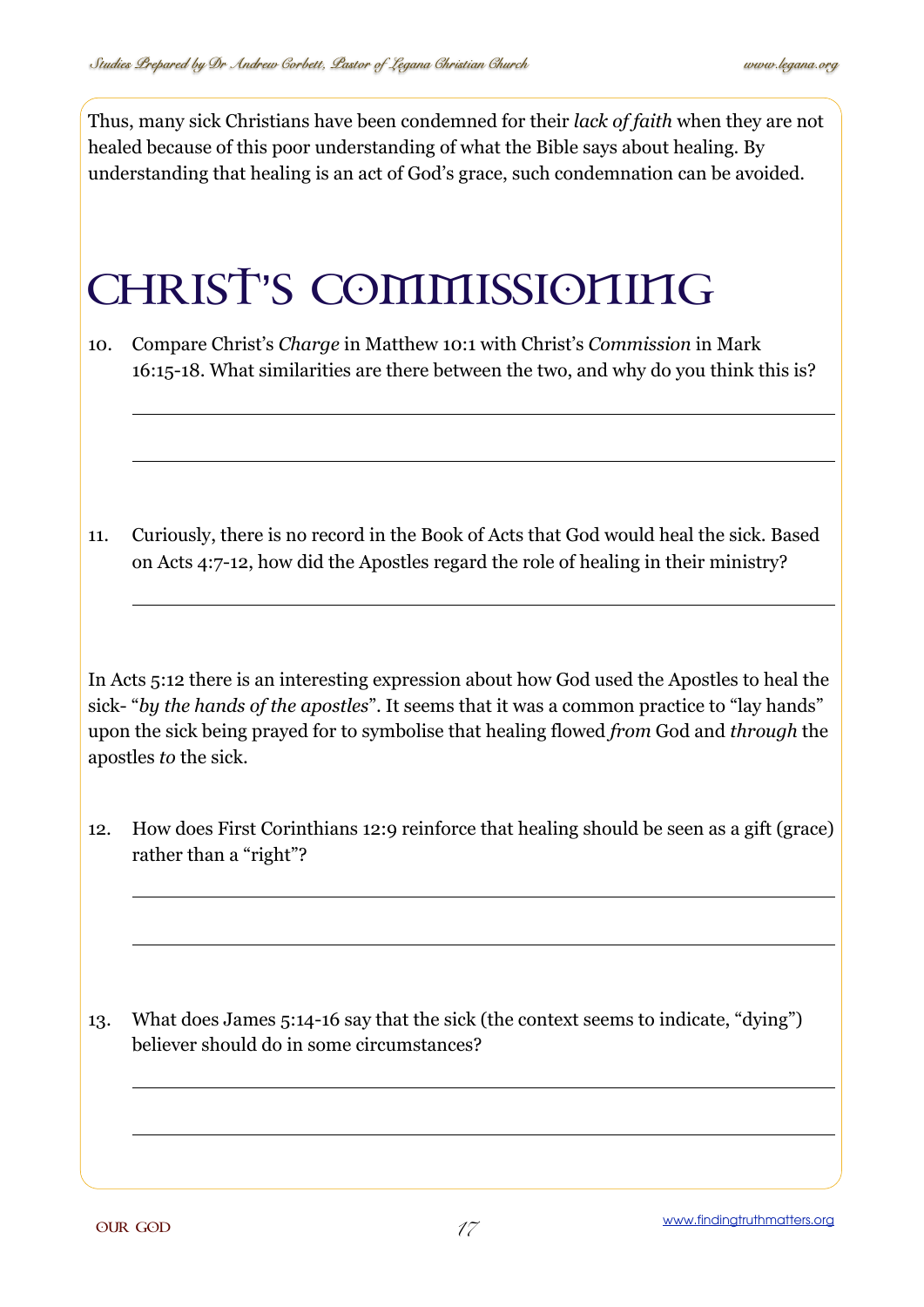Thus, many sick Christians have been condemned for their *lack of faith* when they are not healed because of this poor understanding of what the Bible says about healing. By understanding that healing is an act of God's grace, such condemnation can be avoided.

# Christ's Commissioning

10. Compare Christ's *Charge* in Matthew 10:1 with Christ's *Commission* in Mark 16:15-18. What similarities are there between the two, and why do you think this is?

11. Curiously, there is no record in the Book of Acts that God would heal the sick. Based on Acts 4:7-12, how did the Apostles regard the role of healing in their ministry?

In Acts 5:12 there is an interesting expression about how God used the Apostles to heal the sick- "*by the hands of the apostles*". It seems that it was a common practice to "lay hands" upon the sick being prayed for to symbolise that healing flowed *from* God and *through* the apostles *to* the sick.

12. How does First Corinthians 12:9 reinforce that healing should be seen as a gift (grace) rather than a "right"?

13. What does James 5:14-16 say that the sick (the context seems to indicate, "dying") believer should do in some circumstances?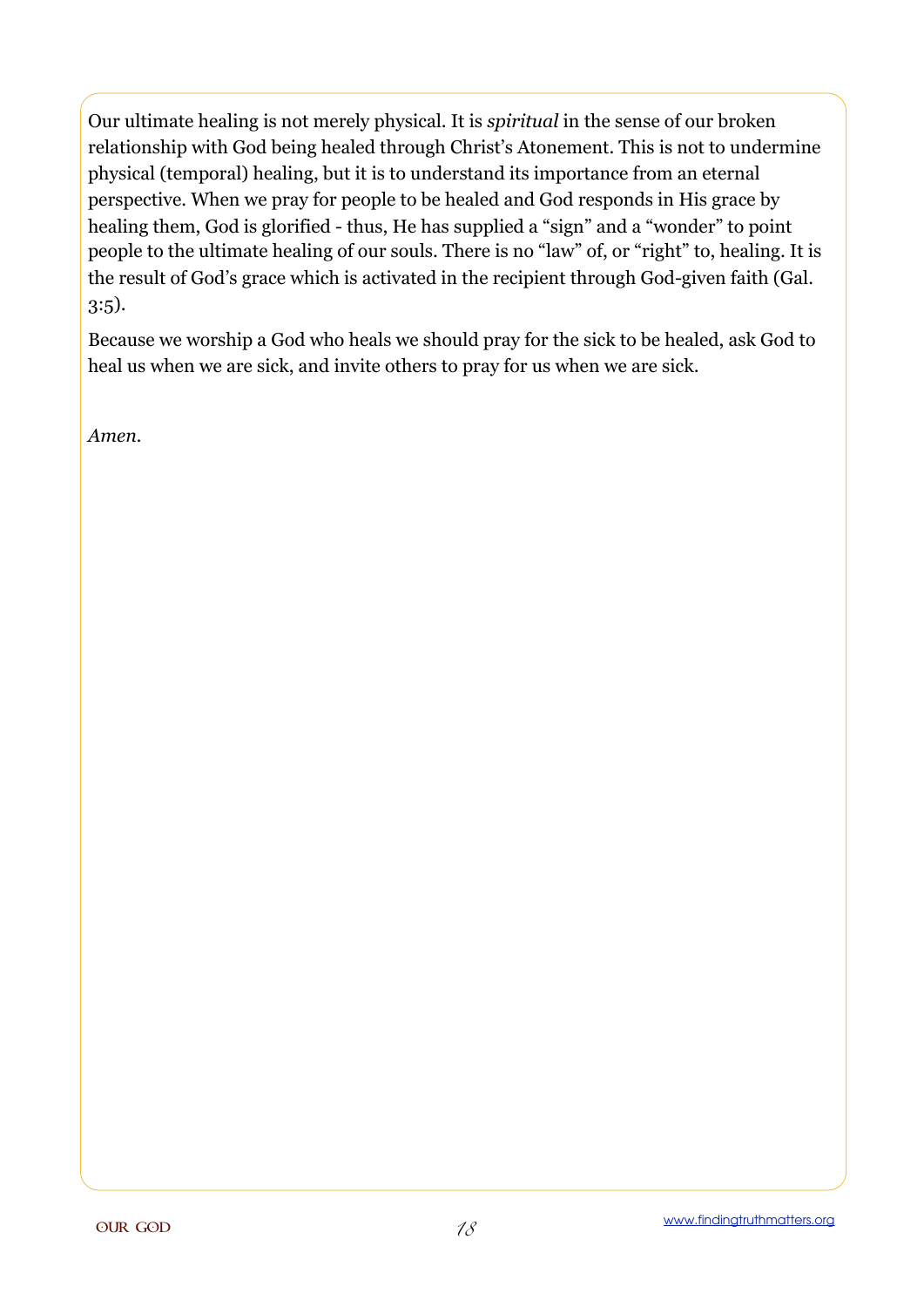Our ultimate healing is not merely physical. It is *spiritual* in the sense of our broken relationship with God being healed through Christ's Atonement. This is not to undermine physical (temporal) healing, but it is to understand its importance from an eternal perspective. When we pray for people to be healed and God responds in His grace by healing them, God is glorified - thus, He has supplied a "sign" and a "wonder" to point people to the ultimate healing of our souls. There is no "law" of, or "right" to, healing. It is the result of God's grace which is activated in the recipient through God-given faith (Gal. 3:5).

Because we worship a God who heals we should pray for the sick to be healed, ask God to heal us when we are sick, and invite others to pray for us when we are sick.

*Amen.*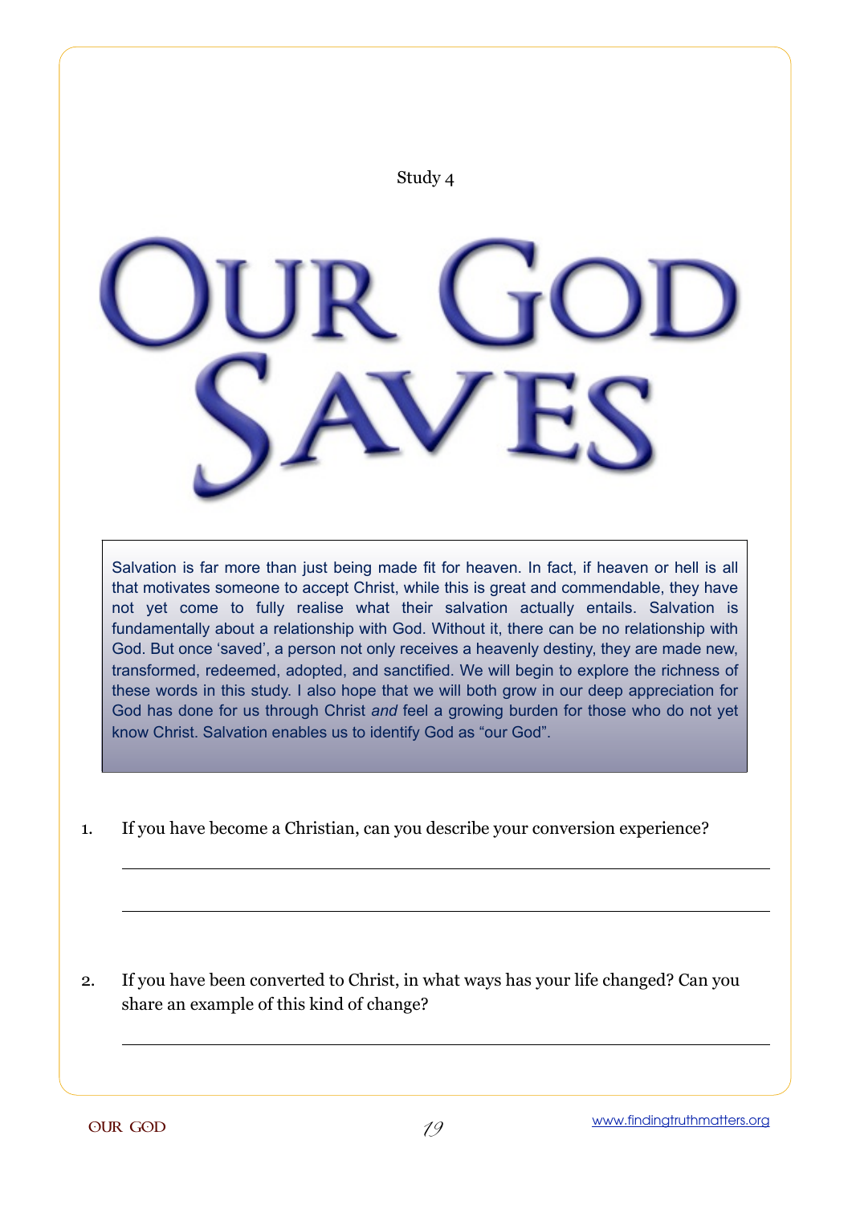Study 4

# Our God Saves

Salvation is far more than just being made fit for heaven. In fact, if heaven or hell is all that motivates someone to accept Christ, while this is great and commendable, they have not yet come to fully realise what their salvation actually entails. Salvation is fundamentally about a relationship with God. Without it, there can be no relationship with God. But once 'saved', a person not only receives a heavenly destiny, they are made new, transformed, redeemed, adopted, and sanctified. We will begin to explore the richness of these words in this study. I also hope that we will both grow in our deep appreciation for God has done for us through Christ *and* feel a growing burden for those who do not yet know Christ. Salvation enables us to identify God as "our God".

1. If you have become a Christian, can you describe your conversion experience?

2. If you have been converted to Christ, in what ways has your life changed? Can you share an example of this kind of change?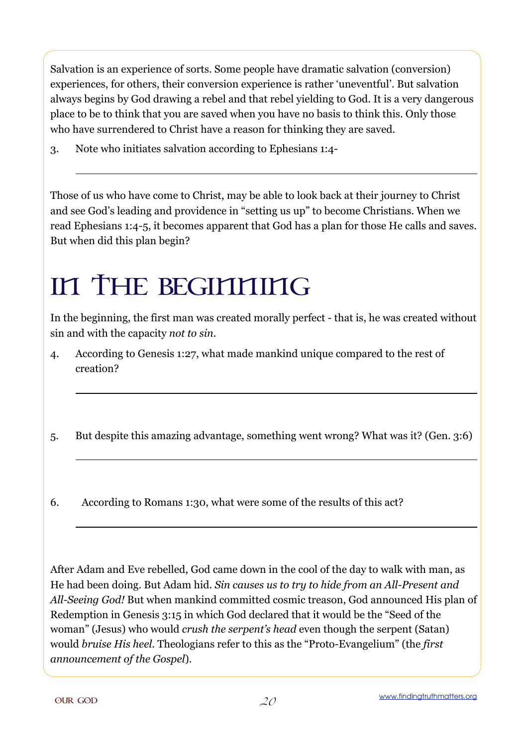Salvation is an experience of sorts. Some people have dramatic salvation (conversion) experiences, for others, their conversion experience is rather 'uneventful'. But salvation always begins by God drawing a rebel and that rebel yielding to God. It is a very dangerous place to be to think that you are saved when you have no basis to think this. Only those who have surrendered to Christ have a reason for thinking they are saved.

3. Note who initiates salvation according to Ephesians 1:4-

______________________________________________

Those of us who have come to Christ, may be able to look back at their journey to Christ and see God's leading and providence in "setting us up" to become Christians. When we read Ephesians 1:4-5, it becomes apparent that God has a plan for those He calls and saves. But when did this plan begin?

# In the Beginning

In the beginning, the first man was created morally perfect - that is, he was created without sin and with the capacity *not to sin*.

4. According to Genesis 1:27, what made mankind unique compared to the rest of creation?

______________________________________________

5. But despite this amazing advantage, something went wrong? What was it? (Gen. 3:6)

______________________________________________

6. According to Romans 1:30, what were some of the results of this act?

______________________________________________

After Adam and Eve rebelled, God came down in the cool of the day to walk with man, as He had been doing. But Adam hid. *Sin causes us to try to hide from an All-Present and All-Seeing God!* But when mankind committed cosmic treason, God announced His plan of Redemption in Genesis 3:15 in which God declared that it would be the "Seed of the woman" (Jesus) who would *crush the serpent's head* even though the serpent (Satan) would *bruise His heel*. Theologians refer to this as the "Proto-Evangelium" (the *first announcement of the Gospel*).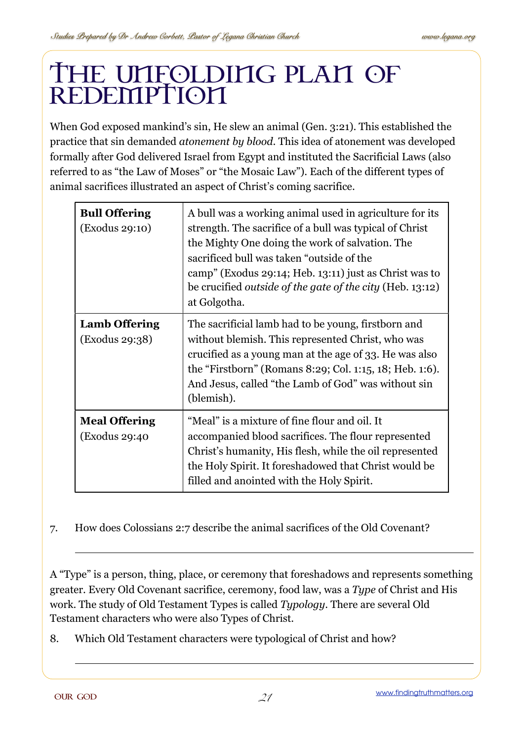# The Unfolding Plan of Redemption

When God exposed mankind's sin, He slew an animal (Gen. 3:21). This established the practice that sin demanded *atonement by blood*. This idea of atonement was developed formally after God delivered Israel from Egypt and instituted the Sacrificial Laws (also referred to as "the Law of Moses" or "the Mosaic Law"). Each of the different types of animal sacrifices illustrated an aspect of Christ's coming sacrifice.

| | |
|---|---|
| **Bull Offering** (Exodus 29:10) | A bull was a working animal used in agriculture for its strength. The sacrifice of a bull was typical of Christ the Mighty One doing the work of salvation. The sacrificed bull was taken "outside of the camp" (Exodus 29:14; Heb. 13:11) just as Christ was to be crucified *outside of the gate of the city* (Heb. 13:12) at Golgotha. |
| **Lamb Offering** (Exodus 29:38) | The sacrificial lamb had to be young, firstborn and without blemish. This represented Christ, who was crucified as a young man at the age of 33. He was also the "Firstborn" (Romans 8:29; Col. 1:15, 18; Heb. 1:6). And Jesus, called "the Lamb of God" was without sin (blemish). |
| **Meal Offering** (Exodus 29:40 | "Meal" is a mixture of fine flour and oil. It accompanied blood sacrifices. The flour represented Christ's humanity, His flesh, while the oil represented the Holy Spirit. It foreshadowed that Christ would be filled and anointed with the Holy Spirit. |

7. How does Colossians 2:7 describe the animal sacrifices of the Old Covenant?

___

A "Type" is a person, thing, place, or ceremony that foreshadows and represents something greater. Every Old Covenant sacrifice, ceremony, food law, was a *Type* of Christ and His work. The study of Old Testament Types is called *Typology*. There are several Old Testament characters who were also Types of Christ.

8. Which Old Testament characters were typological of Christ and how?

___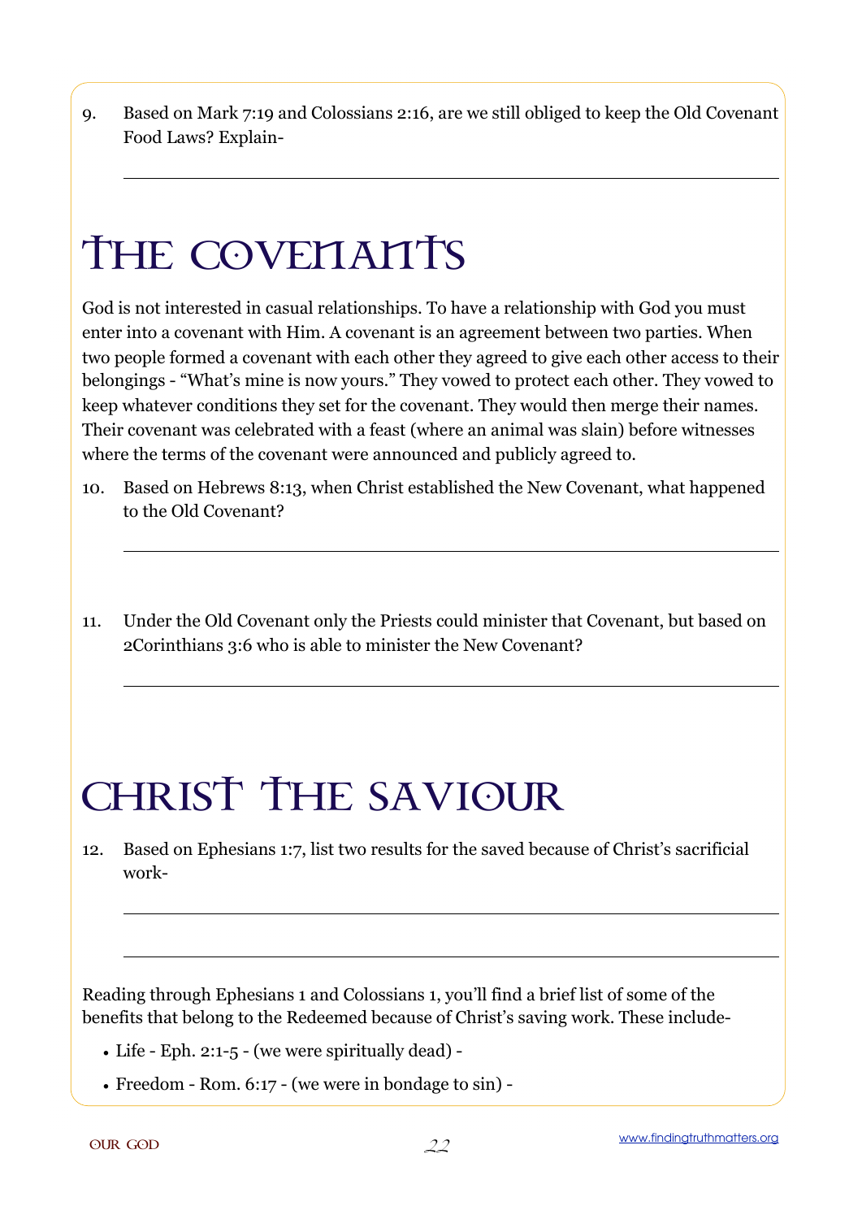9. Based on Mark 7:19 and Colossians 2:16, are we still obliged to keep the Old Covenant Food Laws? Explain-

## The Covenants

God is not interested in casual relationships. To have a relationship with God you must enter into a covenant with Him. A covenant is an agreement between two parties. When two people formed a covenant with each other they agreed to give each other access to their belongings - "What's mine is now yours." They vowed to protect each other. They vowed to keep whatever conditions they set for the covenant. They would then merge their names. Their covenant was celebrated with a feast (where an animal was slain) before witnesses where the terms of the covenant were announced and publicly agreed to.

10. Based on Hebrews 8:13, when Christ established the New Covenant, what happened to the Old Covenant?

11. Under the Old Covenant only the Priests could minister that Covenant, but based on 2Corinthians 3:6 who is able to minister the New Covenant?

## Christ the Saviour

12. Based on Ephesians 1:7, list two results for the saved because of Christ's sacrificial work-

Reading through Ephesians 1 and Colossians 1, you'll find a brief list of some of the benefits that belong to the Redeemed because of Christ's saving work. These include-

- Life - Eph. 2:1-5 - (we were spiritually dead) -
- Freedom - Rom. 6:17 - (we were in bondage to sin) -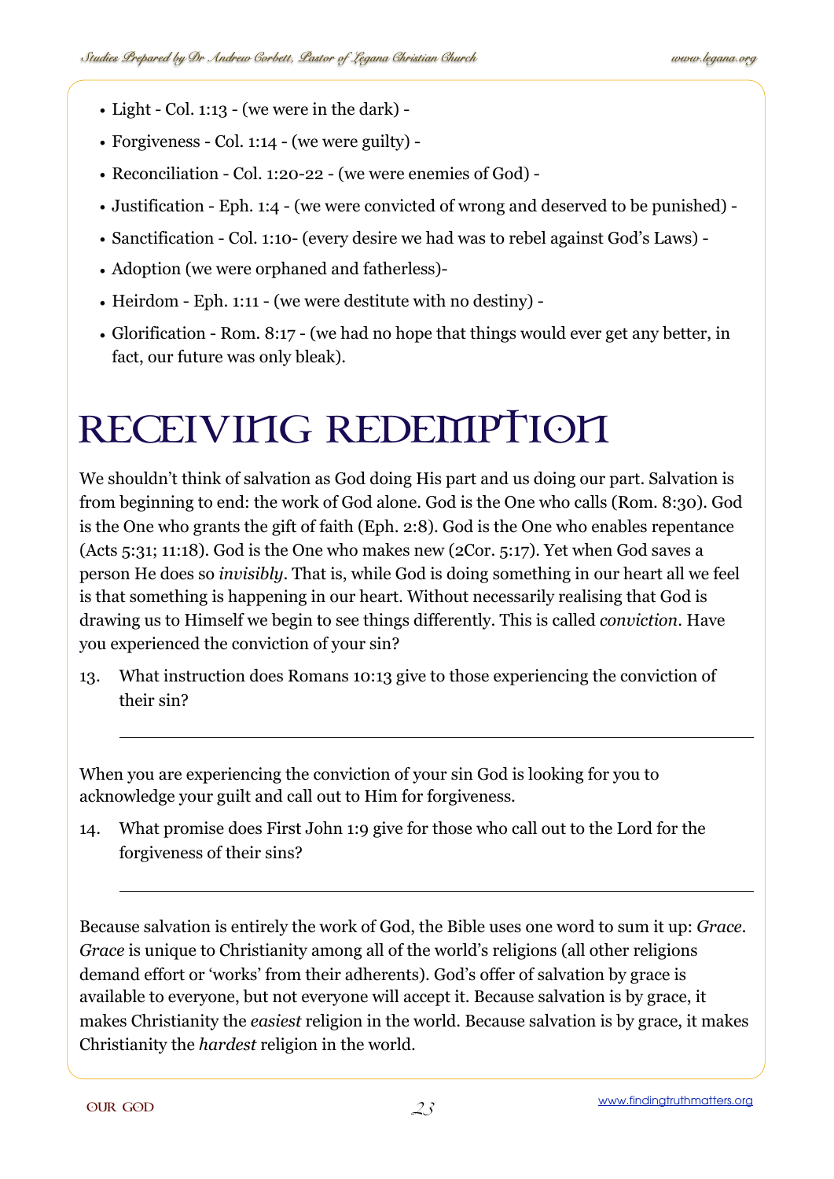- Light - Col. 1:13 - (we were in the dark) -
- Forgiveness - Col. 1:14 - (we were guilty) -
- Reconciliation - Col. 1:20-22 - (we were enemies of God) -
- Justification - Eph. 1:4 - (we were convicted of wrong and deserved to be punished) -
- Sanctification - Col. 1:10- (every desire we had was to rebel against God's Laws) -
- Adoption (we were orphaned and fatherless)-
- Heirdom - Eph. 1:11 - (we were destitute with no destiny) -
- Glorification - Rom. 8:17 - (we had no hope that things would ever get any better, in fact, our future was only bleak).

# Receiving Redemption

We shouldn't think of salvation as God doing His part and us doing our part. Salvation is from beginning to end: the work of God alone. God is the One who calls (Rom. 8:30). God is the One who grants the gift of faith (Eph. 2:8). God is the One who enables repentance (Acts 5:31; 11:18). God is the One who makes new (2Cor. 5:17). Yet when God saves a person He does so *invisibly*. That is, while God is doing something in our heart all we feel is that something is happening in our heart. Without necessarily realising that God is drawing us to Himself we begin to see things differently. This is called *conviction*. Have you experienced the conviction of your sin?

13. What instruction does Romans 10:13 give to those experiencing the conviction of their sin?

---

When you are experiencing the conviction of your sin God is looking for you to acknowledge your guilt and call out to Him for forgiveness.

14. What promise does First John 1:9 give for those who call out to the Lord for the forgiveness of their sins?

---

Because salvation is entirely the work of God, the Bible uses one word to sum it up: *Grace*. *Grace* is unique to Christianity among all of the world's religions (all other religions demand effort or 'works' from their adherents). God's offer of salvation by grace is available to everyone, but not everyone will accept it. Because salvation is by grace, it makes Christianity the *easiest* religion in the world. Because salvation is by grace, it makes Christianity the *hardest* religion in the world.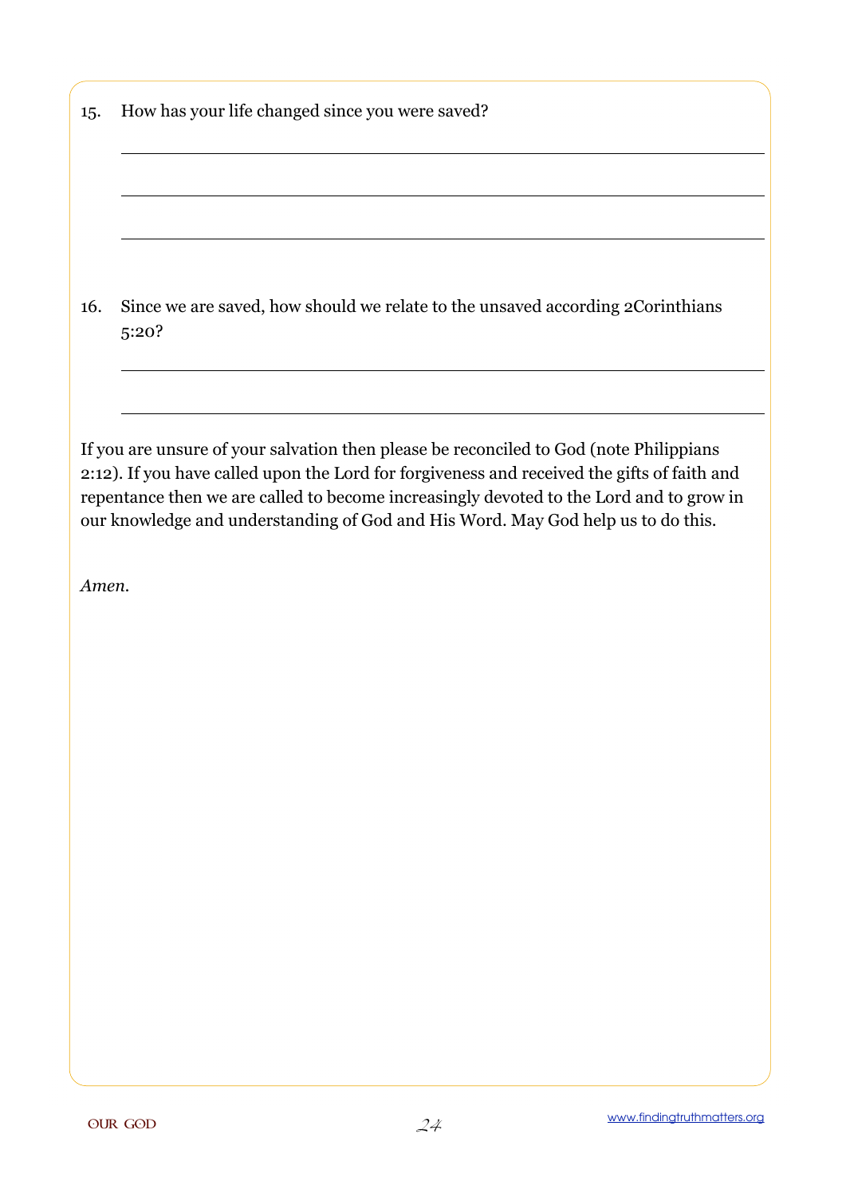15. How has your life changed since you were saved?

16. Since we are saved, how should we relate to the unsaved according 2Corinthians 5:20?

If you are unsure of your salvation then please be reconciled to God (note Philippians 2:12). If you have called upon the Lord for forgiveness and received the gifts of faith and repentance then we are called to become increasingly devoted to the Lord and to grow in our knowledge and understanding of God and His Word. May God help us to do this.

*Amen.*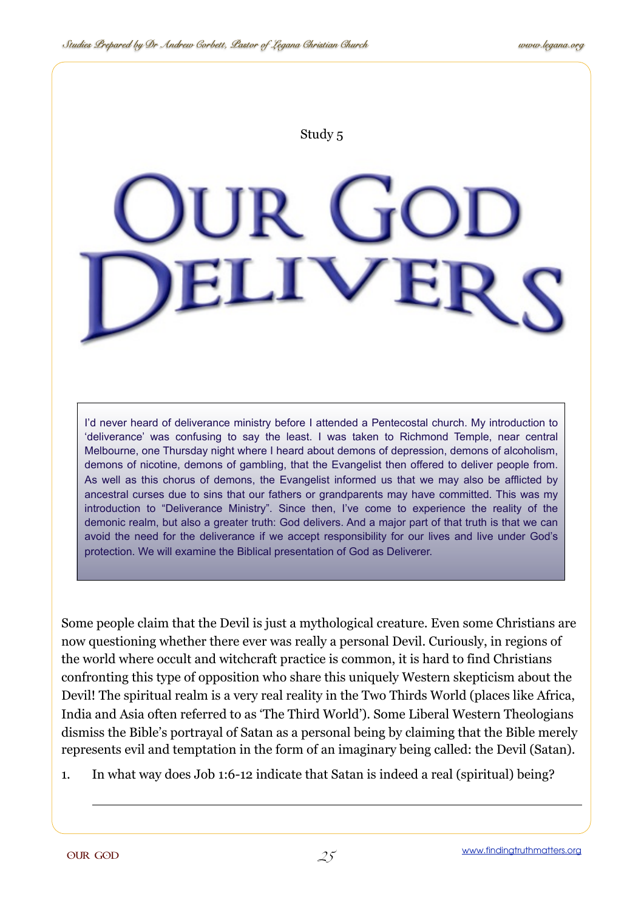Study 5

# Our God Delivers

I'd never heard of deliverance ministry before I attended a Pentecostal church. My introduction to 'deliverance' was confusing to say the least. I was taken to Richmond Temple, near central Melbourne, one Thursday night where I heard about demons of depression, demons of alcoholism, demons of nicotine, demons of gambling, that the Evangelist then offered to deliver people from. As well as this chorus of demons, the Evangelist informed us that we may also be afflicted by ancestral curses due to sins that our fathers or grandparents may have committed. This was my introduction to "Deliverance Ministry". Since then, I've come to experience the reality of the demonic realm, but also a greater truth: God delivers. And a major part of that truth is that we can avoid the need for the deliverance if we accept responsibility for our lives and live under God's protection. We will examine the Biblical presentation of God as Deliverer.

Some people claim that the Devil is just a mythological creature. Even some Christians are now questioning whether there ever was really a personal Devil. Curiously, in regions of the world where occult and witchcraft practice is common, it is hard to find Christians confronting this type of opposition who share this uniquely Western skepticism about the Devil! The spiritual realm is a very real reality in the Two Thirds World (places like Africa, India and Asia often referred to as 'The Third World'). Some Liberal Western Theologians dismiss the Bible's portrayal of Satan as a personal being by claiming that the Bible merely represents evil and temptation in the form of an imaginary being called: the Devil (Satan).

1. In what way does Job 1:6-12 indicate that Satan is indeed a real (spiritual) being?

___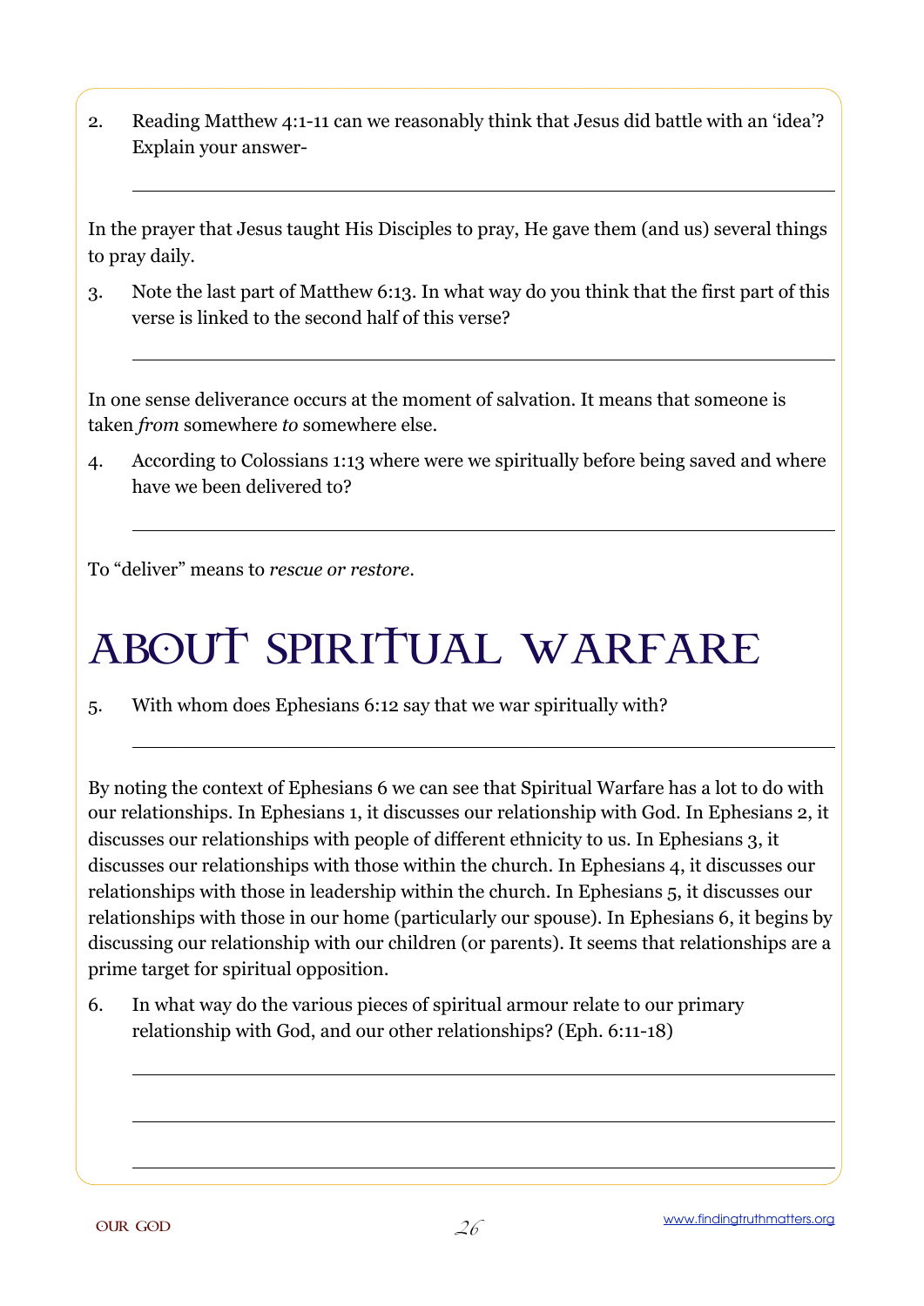2. Reading Matthew 4:1-11 can we reasonably think that Jesus did battle with an 'idea'? Explain your answer-

In the prayer that Jesus taught His Disciples to pray, He gave them (and us) several things to pray daily.

3. Note the last part of Matthew 6:13. In what way do you think that the first part of this verse is linked to the second half of this verse?

In one sense deliverance occurs at the moment of salvation. It means that someone is taken *from* somewhere *to* somewhere else.

4. According to Colossians 1:13 where were we spiritually before being saved and where have we been delivered to?

To "deliver" means to *rescue or restore*.

# About Spiritual Warfare

5. With whom does Ephesians 6:12 say that we war spiritually with?

By noting the context of Ephesians 6 we can see that Spiritual Warfare has a lot to do with our relationships. In Ephesians 1, it discusses our relationship with God. In Ephesians 2, it discusses our relationships with people of different ethnicity to us. In Ephesians 3, it discusses our relationships with those within the church. In Ephesians 4, it discusses our relationships with those in leadership within the church. In Ephesians 5, it discusses our relationships with those in our home (particularly our spouse). In Ephesians 6, it begins by discussing our relationship with our children (or parents). It seems that relationships are a prime target for spiritual opposition.

6. In what way do the various pieces of spiritual armour relate to our primary relationship with God, and our other relationships? (Eph. 6:11-18)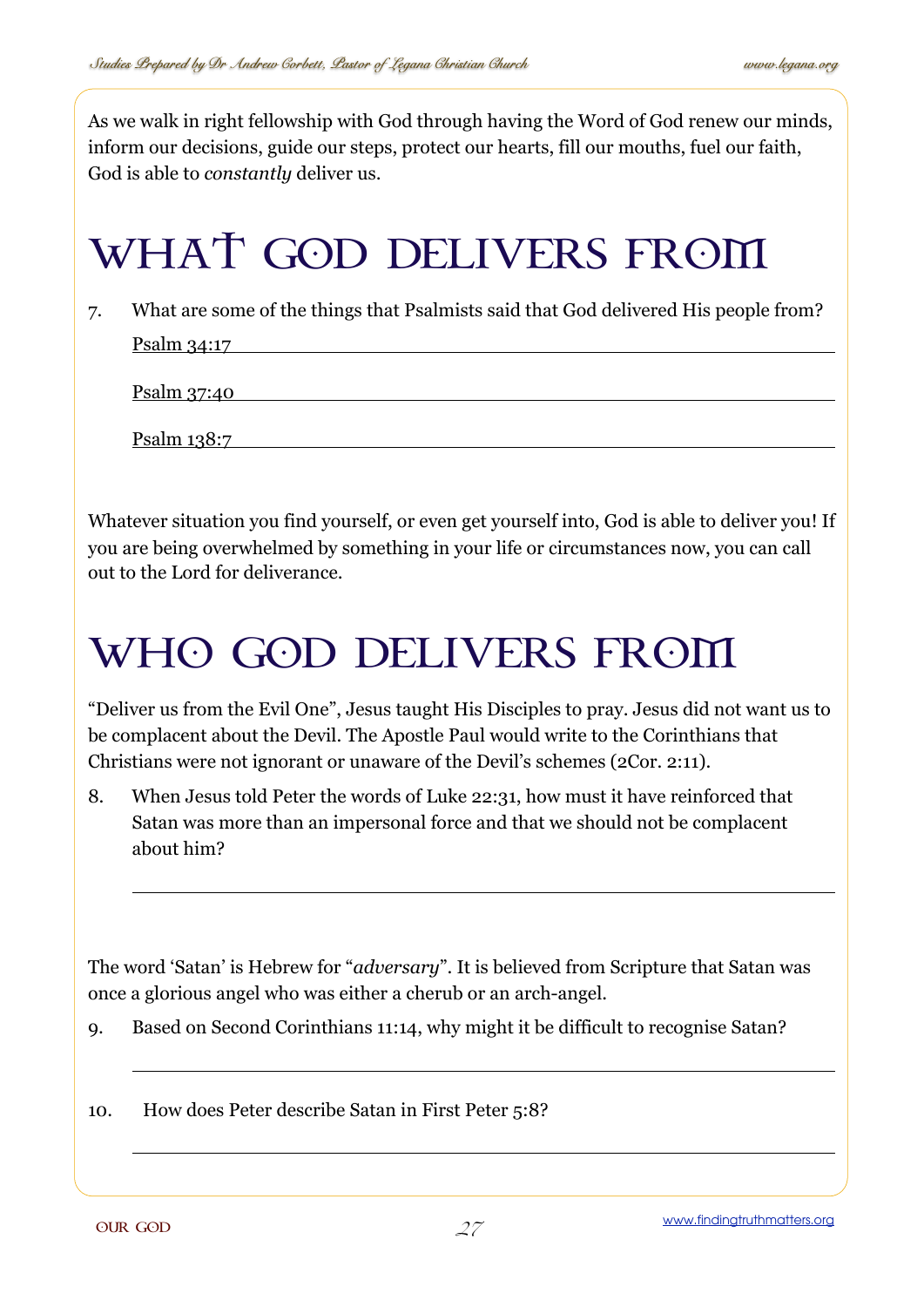As we walk in right fellowship with God through having the Word of God renew our minds, inform our decisions, guide our steps, protect our hearts, fill our mouths, fuel our faith, God is able to *constantly* deliver us.

# WHAT GOD DELIVERS FROM

7. What are some of the things that Psalmists said that God delivered His people from?

   Psalm 34:17 \_\_\_\_\_\_\_\_\_\_\_\_\_\_\_\_\_\_\_\_\_\_\_\_\_\_\_\_\_\_\_\_

   Psalm 37:40 \_\_\_\_\_\_\_\_\_\_\_\_\_\_\_\_\_\_\_\_\_\_\_\_\_\_\_\_\_\_\_\_

   Psalm 138:7 \_\_\_\_\_\_\_\_\_\_\_\_\_\_\_\_\_\_\_\_\_\_\_\_\_\_\_\_\_\_\_\_

Whatever situation you find yourself, or even get yourself into, God is able to deliver you! If you are being overwhelmed by something in your life or circumstances now, you can call out to the Lord for deliverance.

# WHO GOD DELIVERS FROM

"Deliver us from the Evil One", Jesus taught His Disciples to pray. Jesus did not want us to be complacent about the Devil. The Apostle Paul would write to the Corinthians that Christians were not ignorant or unaware of the Devil's schemes (2Cor. 2:11).

8. When Jesus told Peter the words of Luke 22:31, how must it have reinforced that Satan was more than an impersonal force and that we should not be complacent about him?

   \_\_\_\_\_\_\_\_\_\_\_\_\_\_\_\_\_\_\_\_\_\_\_\_\_\_\_\_\_\_\_\_\_\_\_\_\_\_\_\_

The word 'Satan' is Hebrew for "*adversary*". It is believed from Scripture that Satan was once a glorious angel who was either a cherub or an arch-angel.

9. Based on Second Corinthians 11:14, why might it be difficult to recognise Satan?

   \_\_\_\_\_\_\_\_\_\_\_\_\_\_\_\_\_\_\_\_\_\_\_\_\_\_\_\_\_\_\_\_\_\_\_\_\_\_\_\_

10. How does Peter describe Satan in First Peter 5:8?

   \_\_\_\_\_\_\_\_\_\_\_\_\_\_\_\_\_\_\_\_\_\_\_\_\_\_\_\_\_\_\_\_\_\_\_\_\_\_\_\_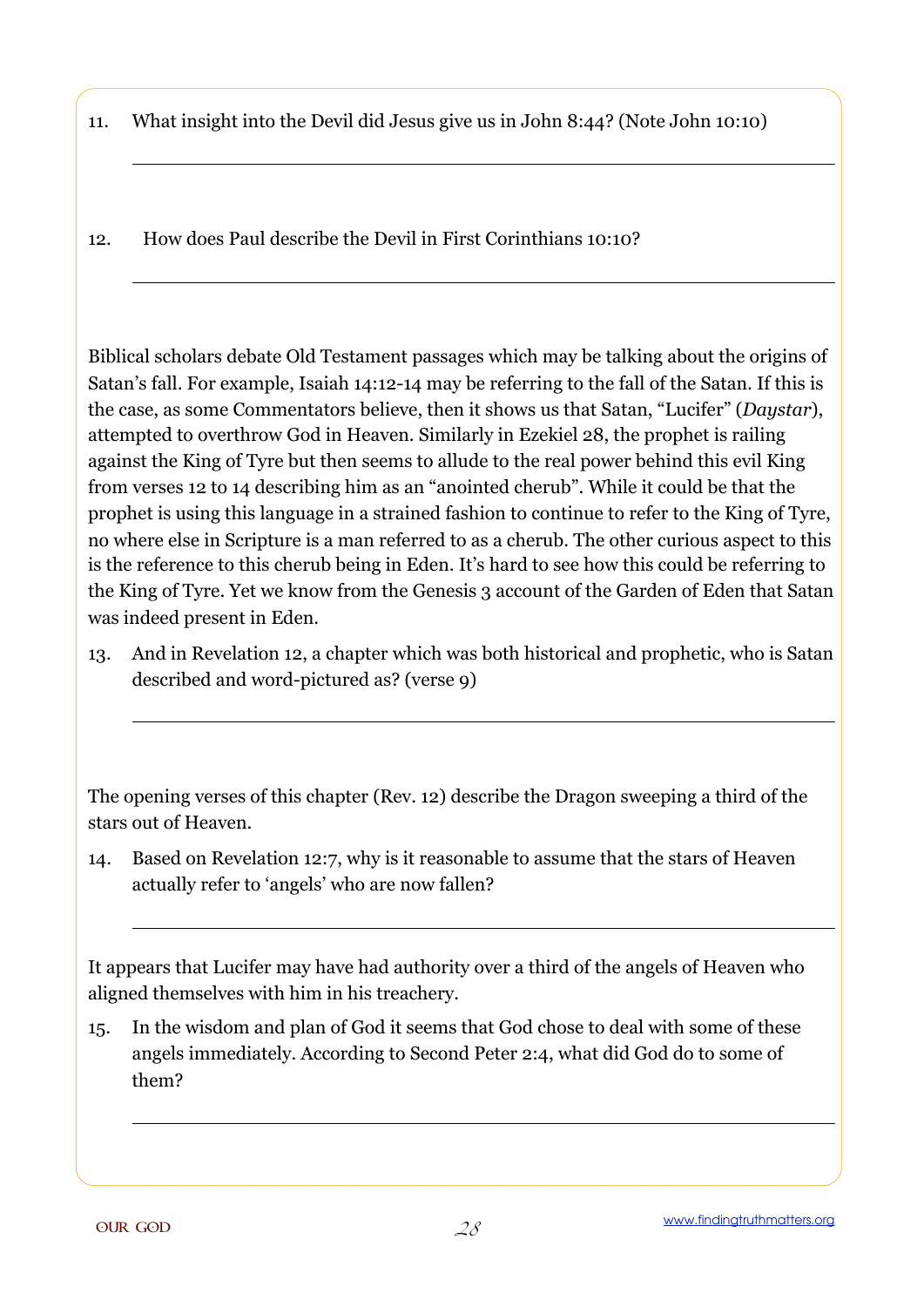11. What insight into the Devil did Jesus give us in John 8:44? (Note John 10:10)

12. How does Paul describe the Devil in First Corinthians 10:10?

Biblical scholars debate Old Testament passages which may be talking about the origins of Satan's fall. For example, Isaiah 14:12-14 may be referring to the fall of the Satan. If this is the case, as some Commentators believe, then it shows us that Satan, "Lucifer" (*Daystar*), attempted to overthrow God in Heaven. Similarly in Ezekiel 28, the prophet is railing against the King of Tyre but then seems to allude to the real power behind this evil King from verses 12 to 14 describing him as an "anointed cherub". While it could be that the prophet is using this language in a strained fashion to continue to refer to the King of Tyre, no where else in Scripture is a man referred to as a cherub. The other curious aspect to this is the reference to this cherub being in Eden. It's hard to see how this could be referring to the King of Tyre. Yet we know from the Genesis 3 account of the Garden of Eden that Satan was indeed present in Eden.

13. And in Revelation 12, a chapter which was both historical and prophetic, who is Satan described and word-pictured as? (verse 9)

The opening verses of this chapter (Rev. 12) describe the Dragon sweeping a third of the stars out of Heaven.

14. Based on Revelation 12:7, why is it reasonable to assume that the stars of Heaven actually refer to 'angels' who are now fallen?

It appears that Lucifer may have had authority over a third of the angels of Heaven who aligned themselves with him in his treachery.

15. In the wisdom and plan of God it seems that God chose to deal with some of these angels immediately. According to Second Peter 2:4, what did God do to some of them?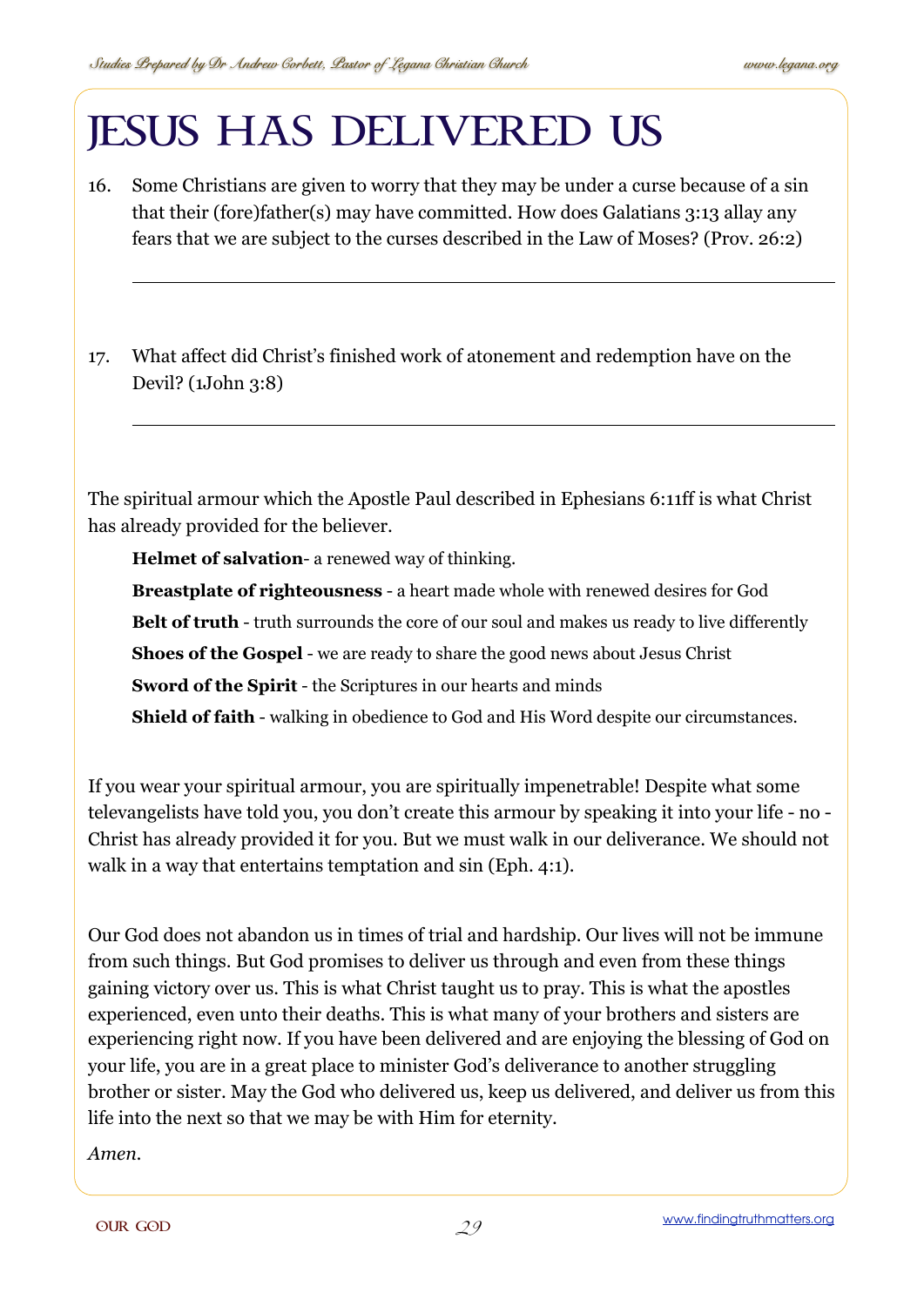# JESUS HAS DELIVERED US

16. Some Christians are given to worry that they may be under a curse because of a sin that their (fore)father(s) may have committed. How does Galatians 3:13 allay any fears that we are subject to the curses described in the Law of Moses? (Prov. 26:2)

17. What affect did Christ's finished work of atonement and redemption have on the Devil? (1John 3:8)

The spiritual armour which the Apostle Paul described in Ephesians 6:11ff is what Christ has already provided for the believer.

**Helmet of salvation**- a renewed way of thinking.

**Breastplate of righteousness** - a heart made whole with renewed desires for God

**Belt of truth** - truth surrounds the core of our soul and makes us ready to live differently

**Shoes of the Gospel** - we are ready to share the good news about Jesus Christ

**Sword of the Spirit** - the Scriptures in our hearts and minds

**Shield of faith** - walking in obedience to God and His Word despite our circumstances.

If you wear your spiritual armour, you are spiritually impenetrable! Despite what some televangelists have told you, you don't create this armour by speaking it into your life - no - Christ has already provided it for you. But we must walk in our deliverance. We should not walk in a way that entertains temptation and sin (Eph. 4:1).

Our God does not abandon us in times of trial and hardship. Our lives will not be immune from such things. But God promises to deliver us through and even from these things gaining victory over us. This is what Christ taught us to pray. This is what the apostles experienced, even unto their deaths. This is what many of your brothers and sisters are experiencing right now. If you have been delivered and are enjoying the blessing of God on your life, you are in a great place to minister God's deliverance to another struggling brother or sister. May the God who delivered us, keep us delivered, and deliver us from this life into the next so that we may be with Him for eternity.

*Amen.*